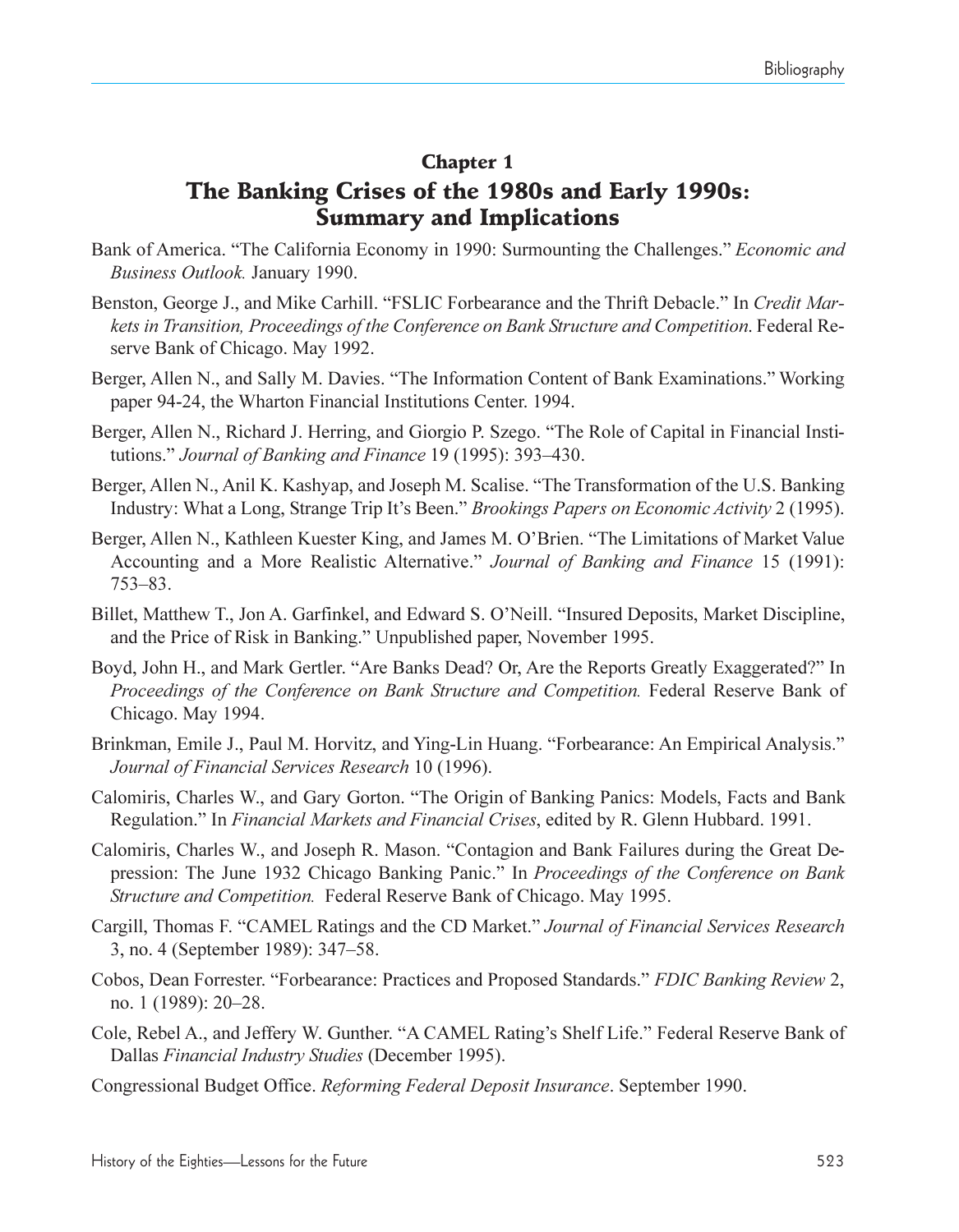## Chapter 1

## The Banking Crises of the 1980s and Early 1990s: Summary and Implications

Bank of America. "The California Economy in 1990: Surmounting the Challenges." *Economic and Business Outlook.* January 1990.

Benston, George J., and Mike Carhill. "FSLIC Forbearance and the Thrift Debacle." In *Credit Markets in Transition, Proceedings of the Conference on Bank Structure and Competition*. Federal Reserve Bank of Chicago. May 1992.

Berger, Allen N., and Sally M. Davies. "The Information Content of Bank Examinations." Working paper 94-24, the Wharton Financial Institutions Center. 1994.

Berger, Allen N., Richard J. Herring, and Giorgio P. Szego. "The Role of Capital in Financial Institutions." *Journal of Banking and Finance* 19 (1995): 393–430.

Berger, Allen N., Anil K. Kashyap, and Joseph M. Scalise. "The Transformation of the U.S. Banking Industry: What a Long, Strange Trip It's Been." *Brookings Papers on Economic Activity* 2 (1995).

Berger, Allen N., Kathleen Kuester King, and James M. O'Brien. "The Limitations of Market Value Accounting and a More Realistic Alternative." *Journal of Banking and Finance* 15 (1991): 753–83.

Billet, Matthew T., Jon A. Garfinkel, and Edward S. O'Neill. "Insured Deposits, Market Discipline, and the Price of Risk in Banking." Unpublished paper, November 1995.

Boyd, John H., and Mark Gertler. "Are Banks Dead? Or, Are the Reports Greatly Exaggerated?" In *Proceedings of the Conference on Bank Structure and Competition.* Federal Reserve Bank of Chicago. May 1994.

Brinkman, Emile J., Paul M. Horvitz, and Ying-Lin Huang. "Forbearance: An Empirical Analysis." *Journal of Financial Services Research* 10 (1996).

Calomiris, Charles W., and Gary Gorton. "The Origin of Banking Panics: Models, Facts and Bank Regulation." In *Financial Markets and Financial Crises*, edited by R. Glenn Hubbard. 1991.

Calomiris, Charles W., and Joseph R. Mason. "Contagion and Bank Failures during the Great Depression: The June 1932 Chicago Banking Panic." In *Proceedings of the Conference on Bank Structure and Competition.* Federal Reserve Bank of Chicago. May 1995.

Cargill, Thomas F. "CAMEL Ratings and the CD Market." *Journal of Financial Services Research* 3, no. 4 (September 1989): 347–58.

Cobos, Dean Forrester. "Forbearance: Practices and Proposed Standards." *FDIC Banking Review* 2, no. 1 (1989): 20–28.

Cole, Rebel A., and Jeffery W. Gunther. "A CAMEL Rating's Shelf Life." Federal Reserve Bank of Dallas *Financial Industry Studies* (December 1995).

Congressional Budget Office. *Reforming Federal Deposit Insurance*. September 1990.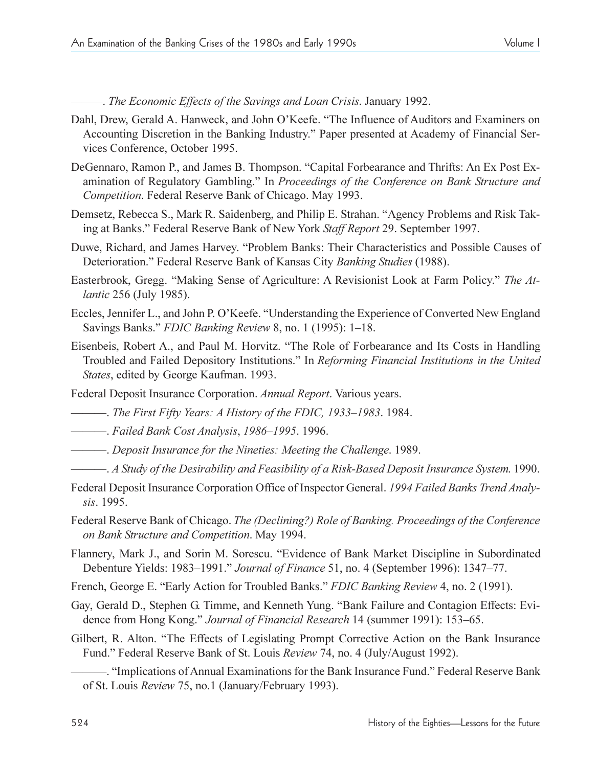———. *The Economic Effects of the Savings and Loan Crisis*. January 1992.

Dahl, Drew, Gerald A. Hanweck, and John O'Keefe. "The Influence of Auditors and Examiners on Accounting Discretion in the Banking Industry." Paper presented at Academy of Financial Services Conference, October 1995.

DeGennaro, Ramon P., and James B. Thompson. "Capital Forbearance and Thrifts: An Ex Post Examination of Regulatory Gambling." In *Proceedings of the Conference on Bank Structure and Competition*. Federal Reserve Bank of Chicago. May 1993.

Demsetz, Rebecca S., Mark R. Saidenberg, and Philip E. Strahan. "Agency Problems and Risk Taking at Banks." Federal Reserve Bank of New York *Staff Report* 29. September 1997.

Duwe, Richard, and James Harvey. "Problem Banks: Their Characteristics and Possible Causes of Deterioration." Federal Reserve Bank of Kansas City *Banking Studies* (1988).

Easterbrook, Gregg. "Making Sense of Agriculture: A Revisionist Look at Farm Policy." *The Atlantic* 256 (July 1985).

Eccles, Jennifer L., and John P. O'Keefe. "Understanding the Experience of Converted New England Savings Banks." *FDIC Banking Review* 8, no. 1 (1995): 1–18.

Eisenbeis, Robert A., and Paul M. Horvitz. "The Role of Forbearance and Its Costs in Handling Troubled and Failed Depository Institutions." In *Reforming Financial Institutions in the United States*, edited by George Kaufman. 1993.

Federal Deposit Insurance Corporation. *Annual Report*. Various years.

———. *The First Fifty Years: A History of the FDIC, 1933–1983*. 1984.

———. *Failed Bank Cost Analysis*, *1986–1995*. 1996.

———. *Deposit Insurance for the Nineties: Meeting the Challenge*. 1989.

———. *A Study of the Desirability and Feasibility of a Risk-Based Deposit Insurance System.* 1990.

Federal Deposit Insurance Corporation Office of Inspector General. *1994 Failed Banks Trend Analysis*. 1995.

Federal Reserve Bank of Chicago. *The (Declining?) Role of Banking. Proceedings of the Conference on Bank Structure and Competition*. May 1994.

Flannery, Mark J., and Sorin M. Sorescu. "Evidence of Bank Market Discipline in Subordinated Debenture Yields: 1983–1991." *Journal of Finance* 51, no. 4 (September 1996): 1347–77.

French, George E. "Early Action for Troubled Banks." *FDIC Banking Review* 4, no. 2 (1991).

Gay, Gerald D., Stephen G. Timme, and Kenneth Yung. "Bank Failure and Contagion Effects: Evidence from Hong Kong." *Journal of Financial Research* 14 (summer 1991): 153–65.

Gilbert, R. Alton. "The Effects of Legislating Prompt Corrective Action on the Bank Insurance Fund." Federal Reserve Bank of St. Louis *Review* 74, no. 4 (July/August 1992).

———. "Implications of Annual Examinations for the Bank Insurance Fund." Federal Reserve Bank of St. Louis *Review* 75, no.1 (January/February 1993).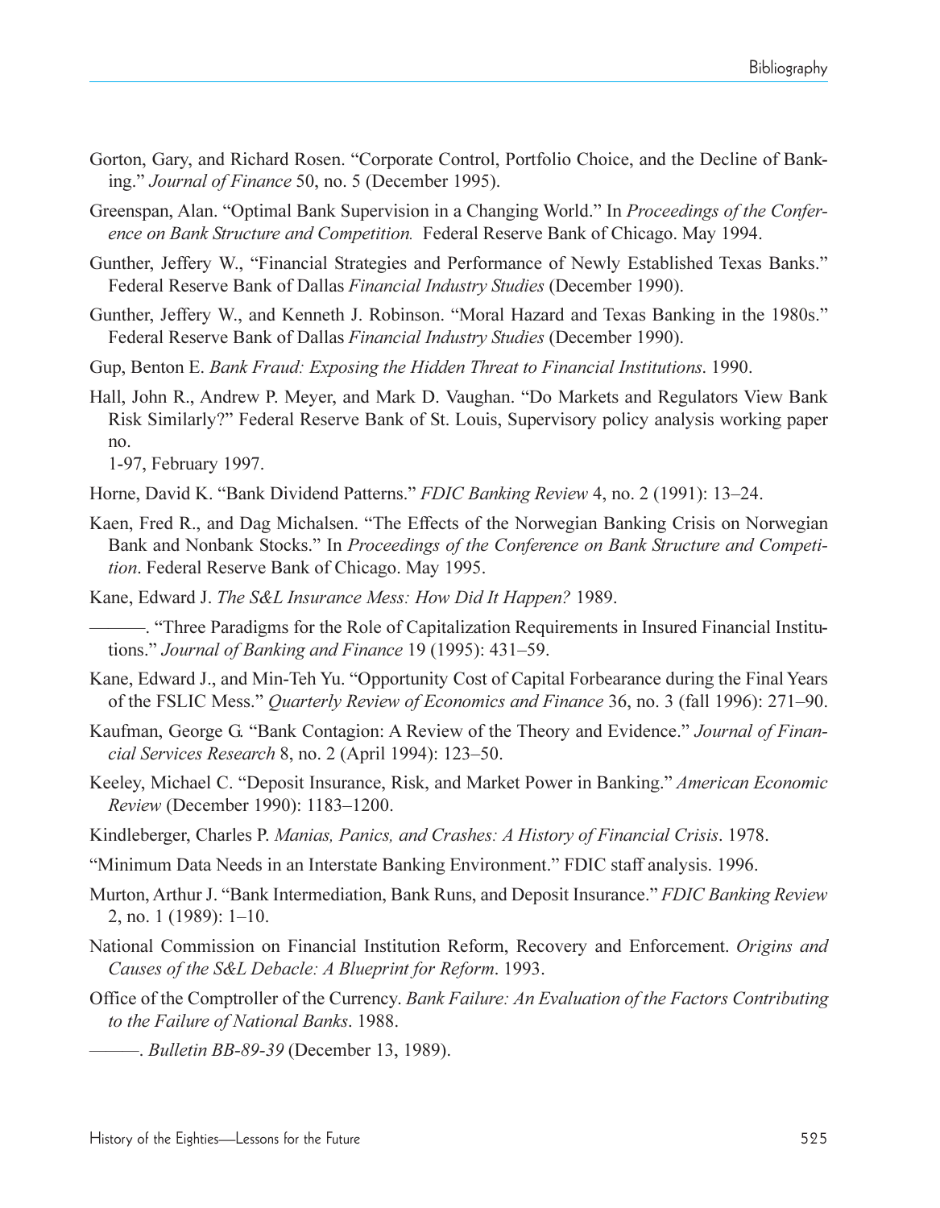Gorton, Gary, and Richard Rosen. "Corporate Control, Portfolio Choice, and the Decline of Banking." *Journal of Finance* 50, no. 5 (December 1995).

Greenspan, Alan. "Optimal Bank Supervision in a Changing World." In *Proceedings of the Conference on Bank Structure and Competition.* Federal Reserve Bank of Chicago. May 1994.

Gunther, Jeffery W., "Financial Strategies and Performance of Newly Established Texas Banks." Federal Reserve Bank of Dallas *Financial Industry Studies* (December 1990).

Gunther, Jeffery W., and Kenneth J. Robinson. "Moral Hazard and Texas Banking in the 1980s." Federal Reserve Bank of Dallas *Financial Industry Studies* (December 1990).

Gup, Benton E. *Bank Fraud: Exposing the Hidden Threat to Financial Institutions*. 1990.

Hall, John R., Andrew P. Meyer, and Mark D. Vaughan. "Do Markets and Regulators View Bank Risk Similarly?" Federal Reserve Bank of St. Louis, Supervisory policy analysis working paper no. 1-97, February 1997.

Horne, David K. "Bank Dividend Patterns." *FDIC Banking Review* 4, no. 2 (1991): 13–24.

Kaen, Fred R., and Dag Michalsen. "The Effects of the Norwegian Banking Crisis on Norwegian Bank and Nonbank Stocks." In *Proceedings of the Conference on Bank Structure and Competition*. Federal Reserve Bank of Chicago. May 1995.

Kane, Edward J. *The S&L Insurance Mess: How Did It Happen?* 1989.

———. "Three Paradigms for the Role of Capitalization Requirements in Insured Financial Institutions." *Journal of Banking and Finance* 19 (1995): 431–59.

Kane, Edward J., and Min-Teh Yu. "Opportunity Cost of Capital Forbearance during the Final Years of the FSLIC Mess." *Quarterly Review of Economics and Finance* 36, no. 3 (fall 1996): 271–90.

Kaufman, George G. "Bank Contagion: A Review of the Theory and Evidence." *Journal of Financial Services Research* 8, no. 2 (April 1994): 123–50.

Keeley, Michael C. "Deposit Insurance, Risk, and Market Power in Banking." *American Economic Review* (December 1990): 1183–1200.

Kindleberger, Charles P. *Manias, Panics, and Crashes: A History of Financial Crisis*. 1978.

"Minimum Data Needs in an Interstate Banking Environment." FDIC staff analysis. 1996.

Murton, Arthur J. "Bank Intermediation, Bank Runs, and Deposit Insurance." *FDIC Banking Review* 2, no. 1 (1989): 1–10.

National Commission on Financial Institution Reform, Recovery and Enforcement. *Origins and Causes of the S&L Debacle: A Blueprint for Reform*. 1993.

Office of the Comptroller of the Currency. *Bank Failure: An Evaluation of the Factors Contributing to the Failure of National Banks*. 1988.

———. *Bulletin BB-89-39* (December 13, 1989).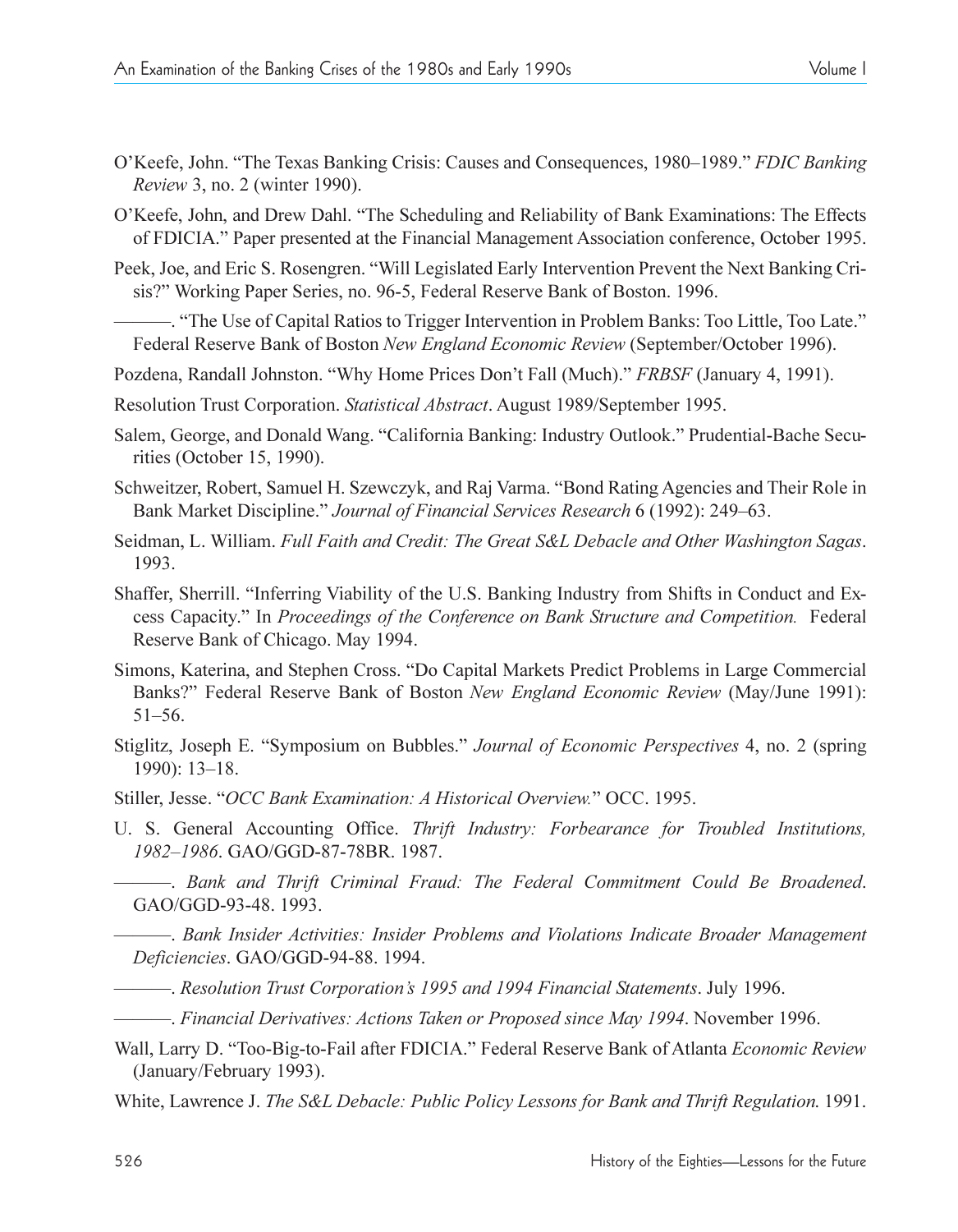O'Keefe, John. "The Texas Banking Crisis: Causes and Consequences, 1980–1989." *FDIC Banking Review* 3, no. 2 (winter 1990).

O'Keefe, John, and Drew Dahl. "The Scheduling and Reliability of Bank Examinations: The Effects of FDICIA." Paper presented at the Financial Management Association conference, October 1995.

Peek, Joe, and Eric S. Rosengren. "Will Legislated Early Intervention Prevent the Next Banking Crisis?" Working Paper Series, no. 96-5, Federal Reserve Bank of Boston. 1996.

———. "The Use of Capital Ratios to Trigger Intervention in Problem Banks: Too Little, Too Late." Federal Reserve Bank of Boston *New England Economic Review* (September/October 1996).

Pozdena, Randall Johnston. "Why Home Prices Don't Fall (Much)." *FRBSF* (January 4, 1991).

Resolution Trust Corporation. *Statistical Abstract*. August 1989/September 1995.

Salem, George, and Donald Wang. "California Banking: Industry Outlook." Prudential-Bache Securities (October 15, 1990).

Schweitzer, Robert, Samuel H. Szewczyk, and Raj Varma. "Bond Rating Agencies and Their Role in Bank Market Discipline." *Journal of Financial Services Research* 6 (1992): 249–63.

Seidman, L. William. *Full Faith and Credit: The Great S&L Debacle and Other Washington Sagas*. 1993.

Shaffer, Sherrill. "Inferring Viability of the U.S. Banking Industry from Shifts in Conduct and Excess Capacity." In *Proceedings of the Conference on Bank Structure and Competition.* Federal Reserve Bank of Chicago. May 1994.

Simons, Katerina, and Stephen Cross. "Do Capital Markets Predict Problems in Large Commercial Banks?" Federal Reserve Bank of Boston *New England Economic Review* (May/June 1991): 51–56.

Stiglitz, Joseph E. "Symposium on Bubbles." *Journal of Economic Perspectives* 4, no. 2 (spring 1990): 13–18.

Stiller, Jesse. "*OCC Bank Examination: A Historical Overview.*" OCC. 1995.

U. S. General Accounting Office. *Thrift Industry: Forbearance for Troubled Institutions, 1982–1986*. GAO/GGD-87-78BR. 1987.

———. *Bank and Thrift Criminal Fraud: The Federal Commitment Could Be Broadened*. GAO/GGD-93-48. 1993.

———. *Bank Insider Activities: Insider Problems and Violations Indicate Broader Management Deficiencies*. GAO/GGD-94-88. 1994.

———. *Resolution Trust Corporation's 1995 and 1994 Financial Statements*. July 1996.

———. *Financial Derivatives: Actions Taken or Proposed since May 1994*. November 1996.

Wall, Larry D. "Too-Big-to-Fail after FDICIA." Federal Reserve Bank of Atlanta *Economic Review* (January/February 1993).

White, Lawrence J. *The S&L Debacle: Public Policy Lessons for Bank and Thrift Regulation.* 1991.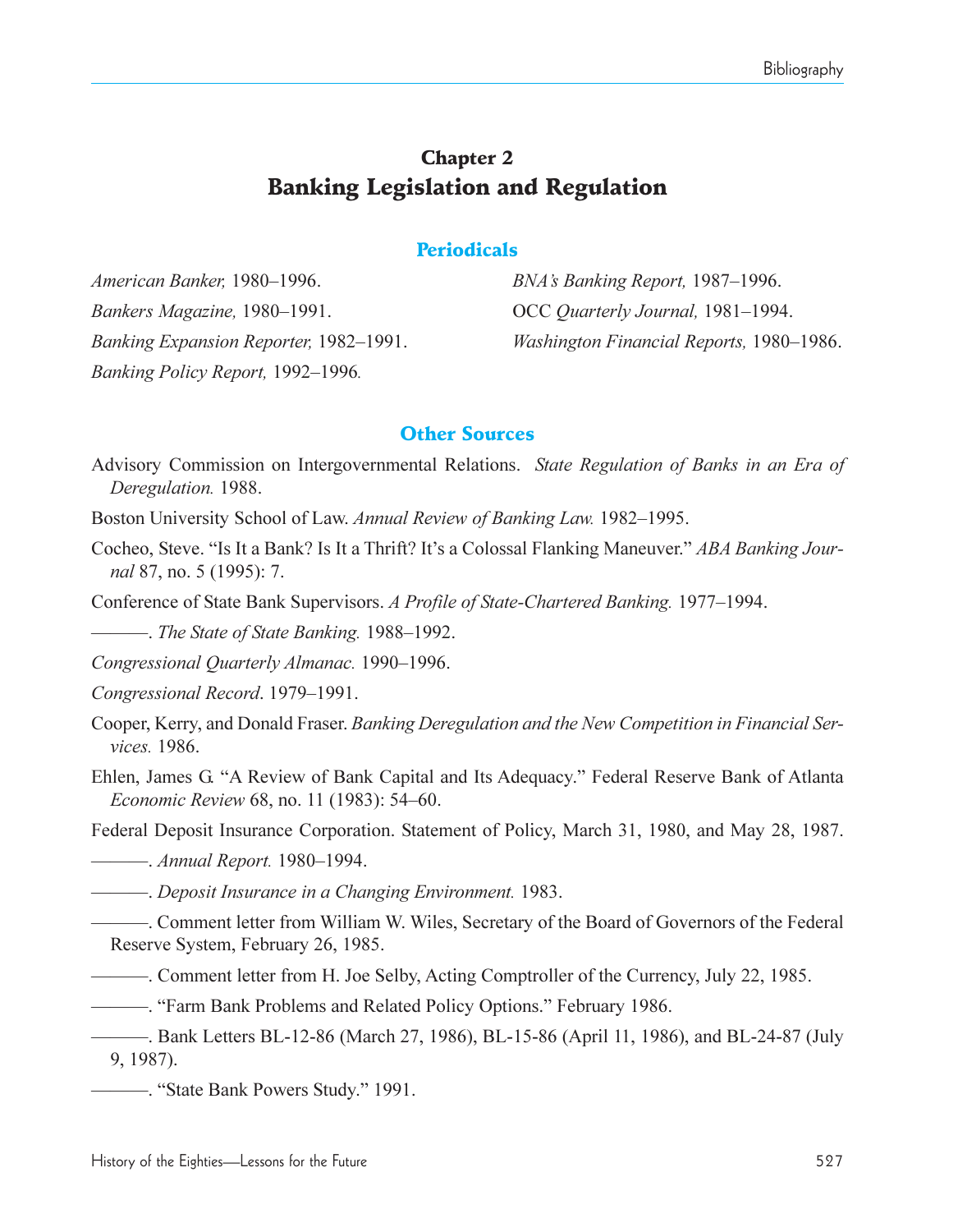# Chapter 2
# Banking Legislation and Regulation

## Periodicals

*American Banker,* 1980–1996.

*Bankers Magazine,* 1980–1991.

*Banking Expansion Reporter,* 1982–1991.

*Banking Policy Report,* 1992–1996.

*BNA's Banking Report,* 1987–1996.

OCC *Quarterly Journal,* 1981–1994.

*Washington Financial Reports,* 1980–1986.

## Other Sources

Advisory Commission on Intergovernmental Relations. *State Regulation of Banks in an Era of Deregulation.* 1988.

Boston University School of Law. *Annual Review of Banking Law.* 1982–1995.

Cocheo, Steve. "Is It a Bank? Is It a Thrift? It's a Colossal Flanking Maneuver." *ABA Banking Journal* 87, no. 5 (1995): 7.

Conference of State Bank Supervisors. *A Profile of State-Chartered Banking.* 1977–1994.

———. *The State of State Banking.* 1988–1992.

*Congressional Quarterly Almanac.* 1990–1996.

*Congressional Record*. 1979–1991.

Cooper, Kerry, and Donald Fraser. *Banking Deregulation and the New Competition in Financial Services.* 1986.

Ehlen, James G. "A Review of Bank Capital and Its Adequacy." Federal Reserve Bank of Atlanta *Economic Review* 68, no. 11 (1983): 54–60.

Federal Deposit Insurance Corporation. Statement of Policy, March 31, 1980, and May 28, 1987.

———. *Annual Report.* 1980–1994.

———. *Deposit Insurance in a Changing Environment.* 1983.

———. Comment letter from William W. Wiles, Secretary of the Board of Governors of the Federal Reserve System, February 26, 1985.

———. Comment letter from H. Joe Selby, Acting Comptroller of the Currency, July 22, 1985.

———. "Farm Bank Problems and Related Policy Options." February 1986.

———. Bank Letters BL-12-86 (March 27, 1986), BL-15-86 (April 11, 1986), and BL-24-87 (July 9, 1987).

———. "State Bank Powers Study." 1991.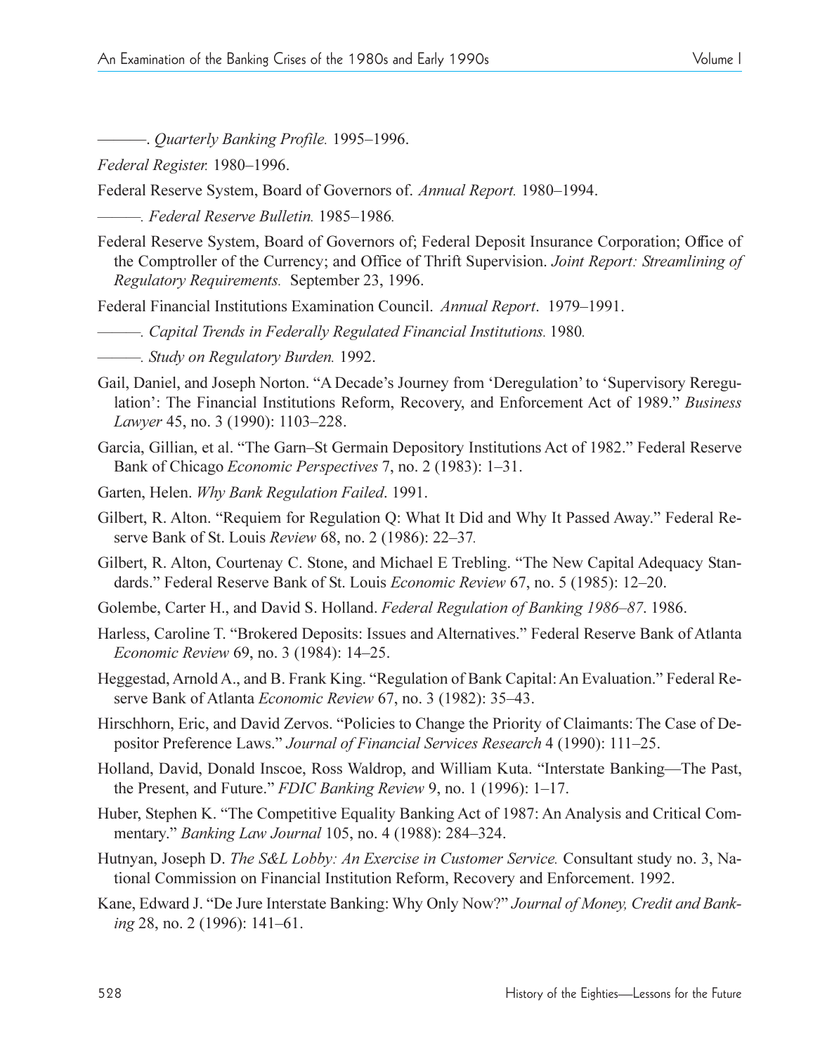———. *Quarterly Banking Profile.* 1995–1996.

*Federal Register.* 1980–1996.

Federal Reserve System, Board of Governors of. *Annual Report.* 1980–1994.

———. *Federal Reserve Bulletin.* 1985–1986.

Federal Reserve System, Board of Governors of; Federal Deposit Insurance Corporation; Office of the Comptroller of the Currency; and Office of Thrift Supervision. *Joint Report: Streamlining of Regulatory Requirements.* September 23, 1996.

Federal Financial Institutions Examination Council. *Annual Report*. 1979–1991.

———. *Capital Trends in Federally Regulated Financial Institutions.* 1980.

———. *Study on Regulatory Burden.* 1992.

Gail, Daniel, and Joseph Norton. "A Decade's Journey from 'Deregulation' to 'Supervisory Reregulation': The Financial Institutions Reform, Recovery, and Enforcement Act of 1989." *Business Lawyer* 45, no. 3 (1990): 1103–228.

Garcia, Gillian, et al. "The Garn–St Germain Depository Institutions Act of 1982." Federal Reserve Bank of Chicago *Economic Perspectives* 7, no. 2 (1983): 1–31.

Garten, Helen. *Why Bank Regulation Failed*. 1991.

Gilbert, R. Alton. "Requiem for Regulation Q: What It Did and Why It Passed Away." Federal Reserve Bank of St. Louis *Review* 68, no. 2 (1986): 22–37.

Gilbert, R. Alton, Courtenay C. Stone, and Michael E Trebling. "The New Capital Adequacy Standards." Federal Reserve Bank of St. Louis *Economic Review* 67, no. 5 (1985): 12–20.

Golembe, Carter H., and David S. Holland. *Federal Regulation of Banking 1986–87*. 1986.

Harless, Caroline T. "Brokered Deposits: Issues and Alternatives." Federal Reserve Bank of Atlanta *Economic Review* 69, no. 3 (1984): 14–25.

Heggestad, Arnold A., and B. Frank King. "Regulation of Bank Capital: An Evaluation." Federal Reserve Bank of Atlanta *Economic Review* 67, no. 3 (1982): 35–43.

Hirschhorn, Eric, and David Zervos. "Policies to Change the Priority of Claimants: The Case of Depositor Preference Laws." *Journal of Financial Services Research* 4 (1990): 111–25.

Holland, David, Donald Inscoe, Ross Waldrop, and William Kuta. "Interstate Banking—The Past, the Present, and Future." *FDIC Banking Review* 9, no. 1 (1996): 1–17.

Huber, Stephen K. "The Competitive Equality Banking Act of 1987: An Analysis and Critical Commentary." *Banking Law Journal* 105, no. 4 (1988): 284–324.

Hutnyan, Joseph D. *The S&L Lobby: An Exercise in Customer Service.* Consultant study no. 3, National Commission on Financial Institution Reform, Recovery and Enforcement. 1992.

Kane, Edward J. "De Jure Interstate Banking: Why Only Now?" *Journal of Money, Credit and Banking* 28, no. 2 (1996): 141–61.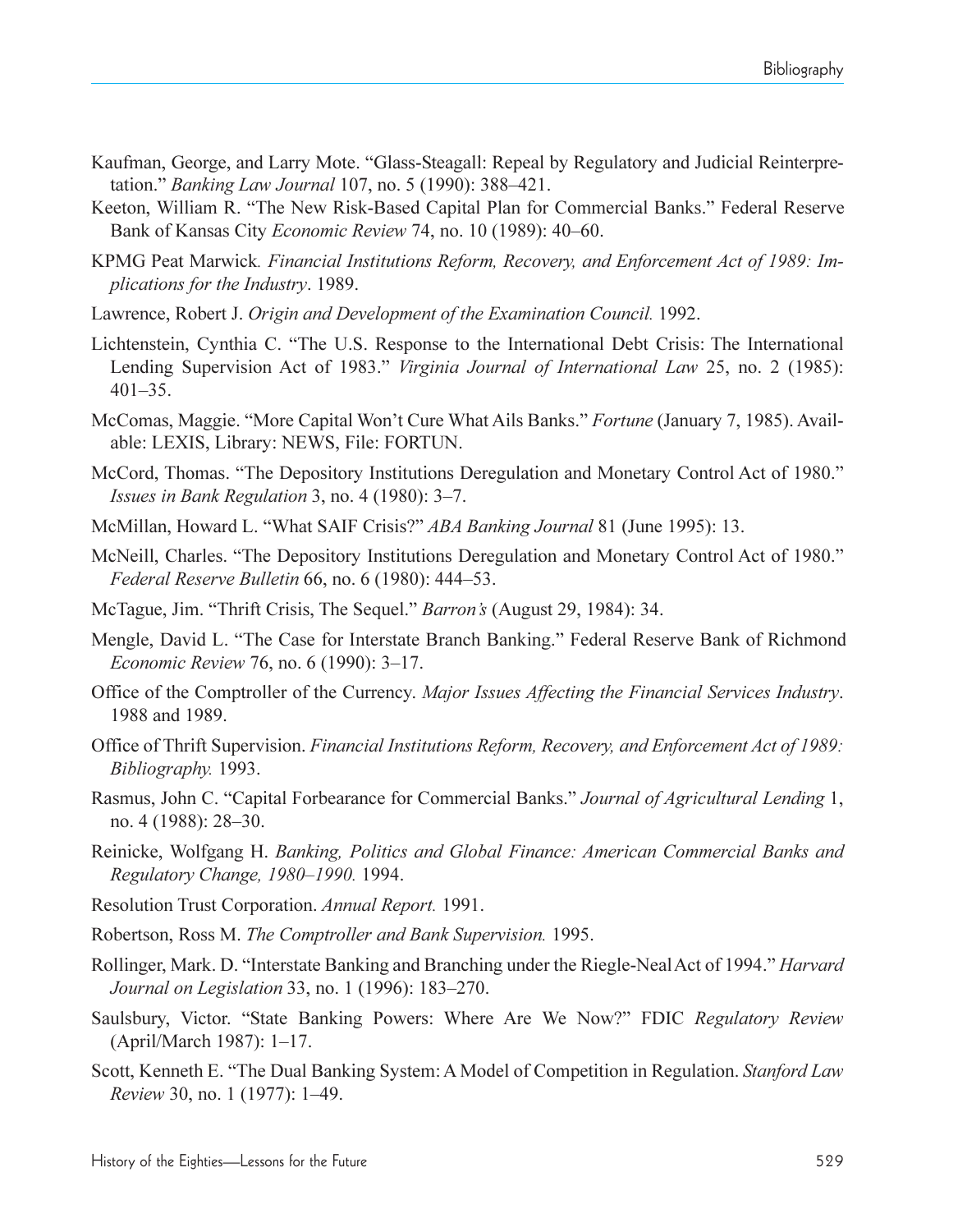Kaufman, George, and Larry Mote. "Glass-Steagall: Repeal by Regulatory and Judicial Reinterpretation." *Banking Law Journal* 107, no. 5 (1990): 388–421.

Keeton, William R. "The New Risk-Based Capital Plan for Commercial Banks." Federal Reserve Bank of Kansas City *Economic Review* 74, no. 10 (1989): 40–60.

KPMG Peat Marwick*. Financial Institutions Reform, Recovery, and Enforcement Act of 1989: Implications for the Industry*. 1989.

Lawrence, Robert J. *Origin and Development of the Examination Council.* 1992.

Lichtenstein, Cynthia C. "The U.S. Response to the International Debt Crisis: The International Lending Supervision Act of 1983." *Virginia Journal of International Law* 25, no. 2 (1985): 401–35.

McComas, Maggie. "More Capital Won't Cure What Ails Banks." *Fortune* (January 7, 1985). Available: LEXIS, Library: NEWS, File: FORTUN.

McCord, Thomas. "The Depository Institutions Deregulation and Monetary Control Act of 1980." *Issues in Bank Regulation* 3, no. 4 (1980): 3–7.

McMillan, Howard L. "What SAIF Crisis?" *ABA Banking Journal* 81 (June 1995): 13.

McNeill, Charles. "The Depository Institutions Deregulation and Monetary Control Act of 1980." *Federal Reserve Bulletin* 66, no. 6 (1980): 444–53.

McTague, Jim. "Thrift Crisis, The Sequel." *Barron's* (August 29, 1984): 34.

Mengle, David L. "The Case for Interstate Branch Banking." Federal Reserve Bank of Richmond *Economic Review* 76, no. 6 (1990): 3–17.

Office of the Comptroller of the Currency. *Major Issues Affecting the Financial Services Industry*. 1988 and 1989.

Office of Thrift Supervision. *Financial Institutions Reform, Recovery, and Enforcement Act of 1989: Bibliography.* 1993.

Rasmus, John C. "Capital Forbearance for Commercial Banks." *Journal of Agricultural Lending* 1, no. 4 (1988): 28–30.

Reinicke, Wolfgang H. *Banking, Politics and Global Finance: American Commercial Banks and Regulatory Change, 1980–1990.* 1994.

Resolution Trust Corporation. *Annual Report.* 1991.

Robertson, Ross M. *The Comptroller and Bank Supervision.* 1995.

Rollinger, Mark. D. "Interstate Banking and Branching under the Riegle-Neal Act of 1994." *Harvard Journal on Legislation* 33, no. 1 (1996): 183–270.

Saulsbury, Victor. "State Banking Powers: Where Are We Now?" FDIC *Regulatory Review* (April/March 1987): 1–17.

Scott, Kenneth E. "The Dual Banking System: A Model of Competition in Regulation. *Stanford Law Review* 30, no. 1 (1977): 1–49.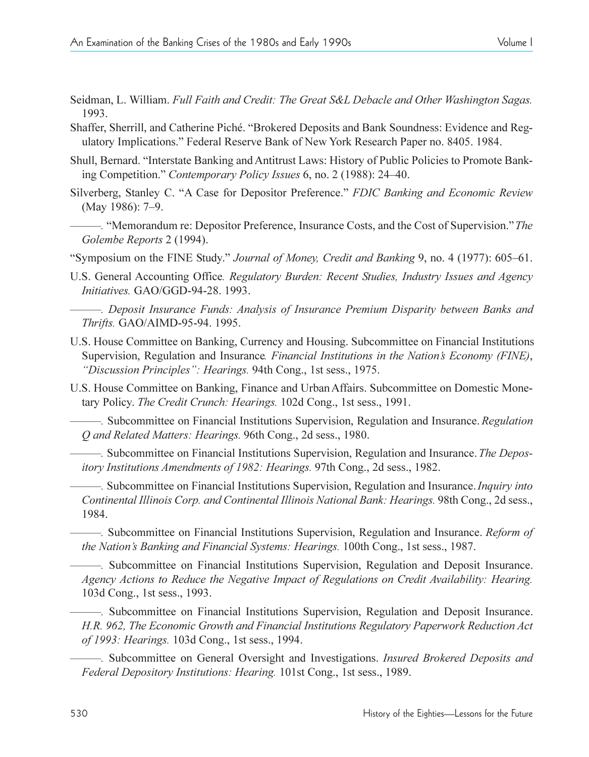Seidman, L. William. *Full Faith and Credit: The Great S&L Debacle and Other Washington Sagas.* 1993.

Shaffer, Sherrill, and Catherine Piché. "Brokered Deposits and Bank Soundness: Evidence and Regulatory Implications." Federal Reserve Bank of New York Research Paper no. 8405. 1984.

Shull, Bernard. "Interstate Banking and Antitrust Laws: History of Public Policies to Promote Banking Competition." *Contemporary Policy Issues* 6, no. 2 (1988): 24–40.

Silverberg, Stanley C. "A Case for Depositor Preference." *FDIC Banking and Economic Review* (May 1986): 7–9.

———. "Memorandum re: Depositor Preference, Insurance Costs, and the Cost of Supervision." *The Golembe Reports* 2 (1994).

"Symposium on the FINE Study." *Journal of Money, Credit and Banking* 9, no. 4 (1977): 605–61.

U.S. General Accounting Office*. Regulatory Burden: Recent Studies, Industry Issues and Agency Initiatives.* GAO/GGD-94-28. 1993.

———. *Deposit Insurance Funds: Analysis of Insurance Premium Disparity between Banks and Thrifts.* GAO/AIMD-95-94. 1995.

U.S. House Committee on Banking, Currency and Housing. Subcommittee on Financial Institutions Supervision, Regulation and Insurance*. Financial Institutions in the Nation's Economy (FINE)*, *"Discussion Principles": Hearings.* 94th Cong., 1st sess., 1975.

U.S. House Committee on Banking, Finance and Urban Affairs. Subcommittee on Domestic Monetary Policy. *The Credit Crunch: Hearings.* 102d Cong., 1st sess., 1991.

———. Subcommittee on Financial Institutions Supervision, Regulation and Insurance. *Regulation Q and Related Matters: Hearings.* 96th Cong., 2d sess., 1980.

———. Subcommittee on Financial Institutions Supervision, Regulation and Insurance. *The Depository Institutions Amendments of 1982: Hearings.* 97th Cong., 2d sess., 1982.

———. Subcommittee on Financial Institutions Supervision, Regulation and Insurance. *Inquiry into Continental Illinois Corp. and Continental Illinois National Bank: Hearings.* 98th Cong., 2d sess., 1984.

———. Subcommittee on Financial Institutions Supervision, Regulation and Insurance. *Reform of the Nation's Banking and Financial Systems: Hearings.* 100th Cong., 1st sess., 1987.

———. Subcommittee on Financial Institutions Supervision, Regulation and Deposit Insurance. *Agency Actions to Reduce the Negative Impact of Regulations on Credit Availability: Hearing.* 103d Cong., 1st sess., 1993.

———. Subcommittee on Financial Institutions Supervision, Regulation and Deposit Insurance. *H.R. 962, The Economic Growth and Financial Institutions Regulatory Paperwork Reduction Act of 1993: Hearings.* 103d Cong., 1st sess., 1994.

———. Subcommittee on General Oversight and Investigations. *Insured Brokered Deposits and Federal Depository Institutions: Hearing.* 101st Cong., 1st sess., 1989.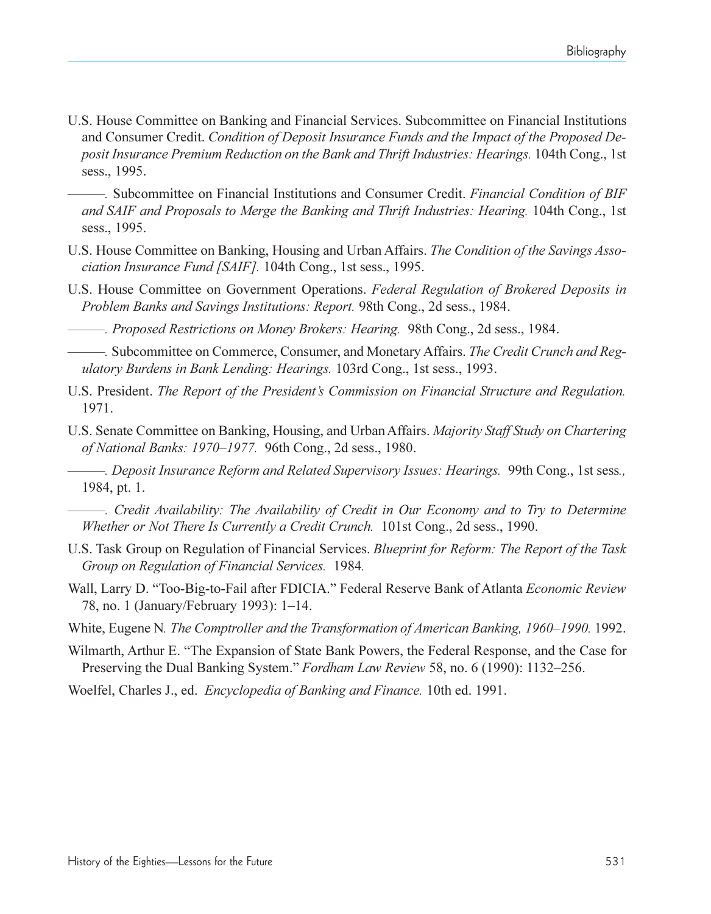U.S. House Committee on Banking and Financial Services. Subcommittee on Financial Institutions and Consumer Credit. *Condition of Deposit Insurance Funds and the Impact of the Proposed Deposit Insurance Premium Reduction on the Bank and Thrift Industries: Hearings.* 104th Cong., 1st sess., 1995.

———. Subcommittee on Financial Institutions and Consumer Credit. *Financial Condition of BIF and SAIF and Proposals to Merge the Banking and Thrift Industries: Hearing.* 104th Cong., 1st sess., 1995.

U.S. House Committee on Banking, Housing and Urban Affairs. *The Condition of the Savings Association Insurance Fund [SAIF].* 104th Cong., 1st sess., 1995.

U.S. House Committee on Government Operations. *Federal Regulation of Brokered Deposits in Problem Banks and Savings Institutions: Report.* 98th Cong., 2d sess., 1984.

———. *Proposed Restrictions on Money Brokers: Hearing.* 98th Cong., 2d sess., 1984.

———. Subcommittee on Commerce, Consumer, and Monetary Affairs. *The Credit Crunch and Regulatory Burdens in Bank Lending: Hearings.* 103rd Cong., 1st sess., 1993.

U.S. President. *The Report of the President's Commission on Financial Structure and Regulation.* 1971.

U.S. Senate Committee on Banking, Housing, and Urban Affairs. *Majority Staff Study on Chartering of National Banks: 1970–1977.* 96th Cong., 2d sess., 1980.

———. *Deposit Insurance Reform and Related Supervisory Issues: Hearings.* 99th Cong., 1st sess*.,* 1984, pt. 1.

———. *Credit Availability: The Availability of Credit in Our Economy and to Try to Determine Whether or Not There Is Currently a Credit Crunch.* 101st Cong., 2d sess., 1990.

U.S. Task Group on Regulation of Financial Services. *Blueprint for Reform: The Report of the Task Group on Regulation of Financial Services.* 1984*.*

Wall, Larry D. "Too-Big-to-Fail after FDICIA." Federal Reserve Bank of Atlanta *Economic Review* 78, no. 1 (January/February 1993): 1–14.

White, Eugene N*. The Comptroller and the Transformation of American Banking, 1960–1990.* 1992.

Wilmarth, Arthur E. "The Expansion of State Bank Powers, the Federal Response, and the Case for Preserving the Dual Banking System." *Fordham Law Review* 58, no. 6 (1990): 1132–256.

Woelfel, Charles J., ed. *Encyclopedia of Banking and Finance.* 10th ed. 1991.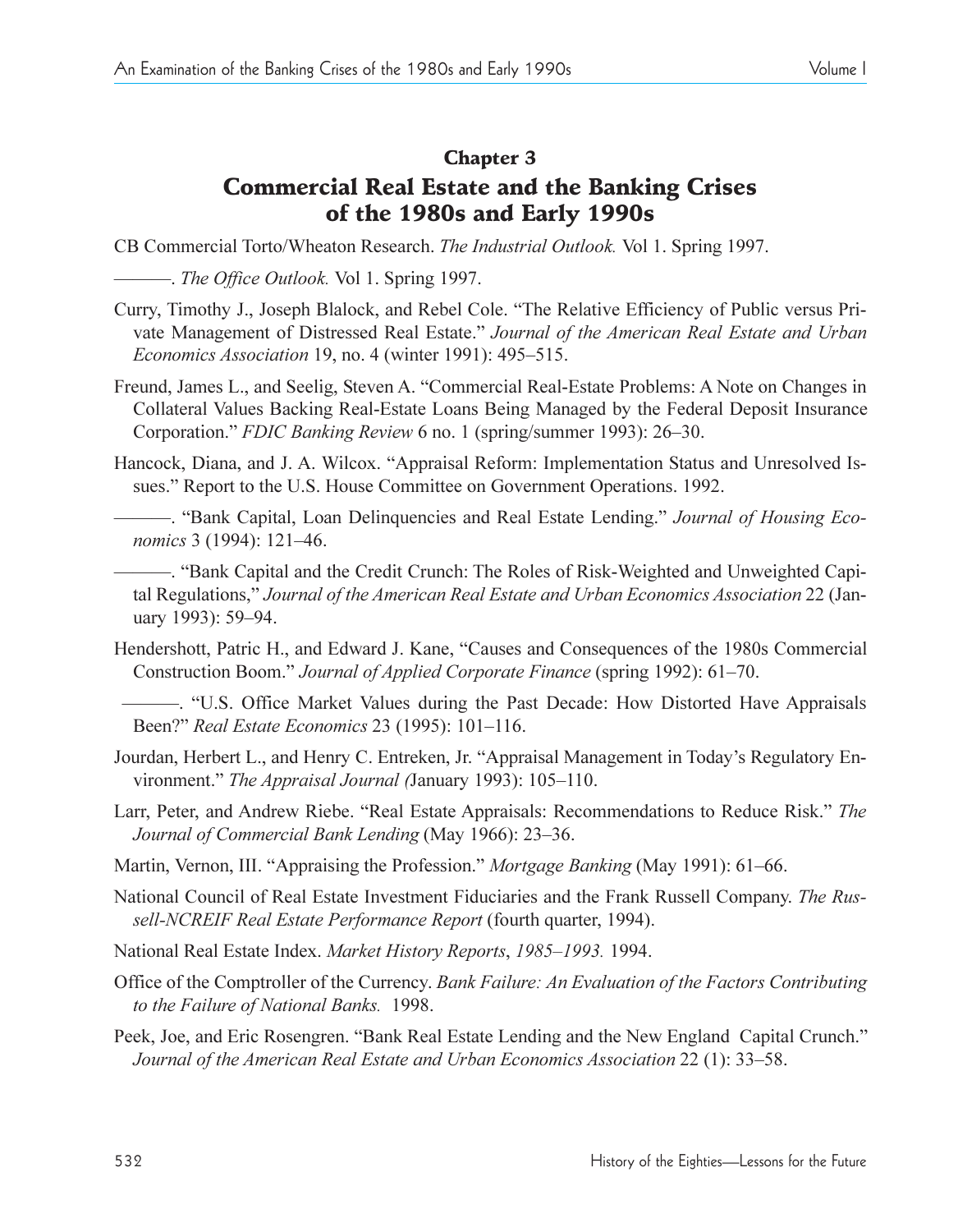## Chapter 3

## Commercial Real Estate and the Banking Crises of the 1980s and Early 1990s

CB Commercial Torto/Wheaton Research. *The Industrial Outlook.* Vol 1. Spring 1997.

———. *The Office Outlook.* Vol 1. Spring 1997.

Curry, Timothy J., Joseph Blalock, and Rebel Cole. "The Relative Efficiency of Public versus Private Management of Distressed Real Estate." *Journal of the American Real Estate and Urban Economics Association* 19, no. 4 (winter 1991): 495–515.

Freund, James L., and Seelig, Steven A. "Commercial Real-Estate Problems: A Note on Changes in Collateral Values Backing Real-Estate Loans Being Managed by the Federal Deposit Insurance Corporation." *FDIC Banking Review* 6 no. 1 (spring/summer 1993): 26–30.

Hancock, Diana, and J. A. Wilcox. "Appraisal Reform: Implementation Status and Unresolved Issues." Report to the U.S. House Committee on Government Operations. 1992.

———. "Bank Capital, Loan Delinquencies and Real Estate Lending." *Journal of Housing Economics* 3 (1994): 121–46.

———. "Bank Capital and the Credit Crunch: The Roles of Risk-Weighted and Unweighted Capital Regulations," *Journal of the American Real Estate and Urban Economics Association* 22 (January 1993): 59–94.

Hendershott, Patric H., and Edward J. Kane, "Causes and Consequences of the 1980s Commercial Construction Boom." *Journal of Applied Corporate Finance* (spring 1992): 61–70.

———. "U.S. Office Market Values during the Past Decade: How Distorted Have Appraisals Been?" *Real Estate Economics* 23 (1995): 101–116.

Jourdan, Herbert L., and Henry C. Entreken, Jr. "Appraisal Management in Today's Regulatory Environment." *The Appraisal Journal (*January 1993): 105–110.

Larr, Peter, and Andrew Riebe. "Real Estate Appraisals: Recommendations to Reduce Risk." *The Journal of Commercial Bank Lending* (May 1966): 23–36.

Martin, Vernon, III. "Appraising the Profession." *Mortgage Banking* (May 1991): 61–66.

National Council of Real Estate Investment Fiduciaries and the Frank Russell Company. *The Russell-NCREIF Real Estate Performance Report* (fourth quarter, 1994).

National Real Estate Index. *Market History Reports*, *1985–1993.* 1994.

Office of the Comptroller of the Currency. *Bank Failure: An Evaluation of the Factors Contributing to the Failure of National Banks.* 1998.

Peek, Joe, and Eric Rosengren. "Bank Real Estate Lending and the New England Capital Crunch." *Journal of the American Real Estate and Urban Economics Association* 22 (1): 33–58.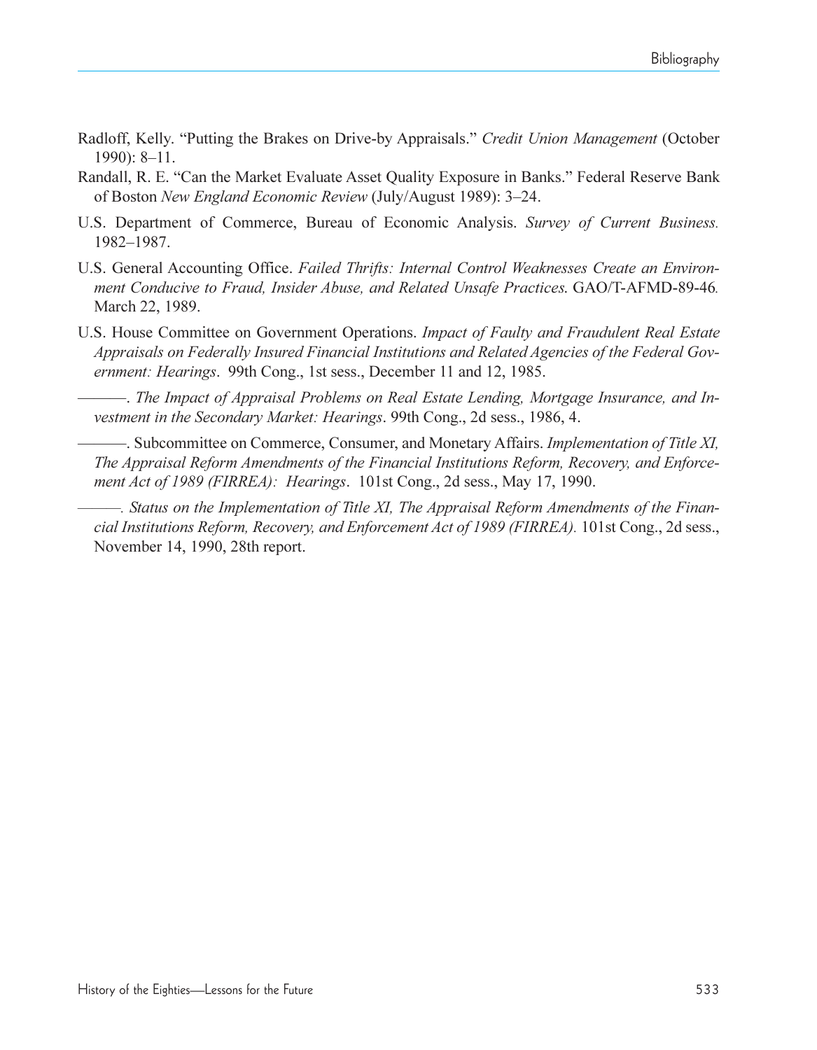Radloff, Kelly. "Putting the Brakes on Drive-by Appraisals." *Credit Union Management* (October 1990): 8–11.

Randall, R. E. "Can the Market Evaluate Asset Quality Exposure in Banks." Federal Reserve Bank of Boston *New England Economic Review* (July/August 1989): 3–24.

U.S. Department of Commerce, Bureau of Economic Analysis. *Survey of Current Business.* 1982–1987.

U.S. General Accounting Office. *Failed Thrifts: Internal Control Weaknesses Create an Environment Conducive to Fraud, Insider Abuse, and Related Unsafe Practices.* GAO/T-AFMD-89-46*.* March 22, 1989.

U.S. House Committee on Government Operations. *Impact of Faulty and Fraudulent Real Estate Appraisals on Federally Insured Financial Institutions and Related Agencies of the Federal Government: Hearings*. 99th Cong., 1st sess., December 11 and 12, 1985.

———. *The Impact of Appraisal Problems on Real Estate Lending, Mortgage Insurance, and Investment in the Secondary Market: Hearings*. 99th Cong., 2d sess., 1986, 4.

———. Subcommittee on Commerce, Consumer, and Monetary Affairs. *Implementation of Title XI, The Appraisal Reform Amendments of the Financial Institutions Reform, Recovery, and Enforcement Act of 1989 (FIRREA): Hearings*. 101st Cong., 2d sess., May 17, 1990.

———. *Status on the Implementation of Title XI, The Appraisal Reform Amendments of the Financial Institutions Reform, Recovery, and Enforcement Act of 1989 (FIRREA).* 101st Cong., 2d sess., November 14, 1990, 28th report.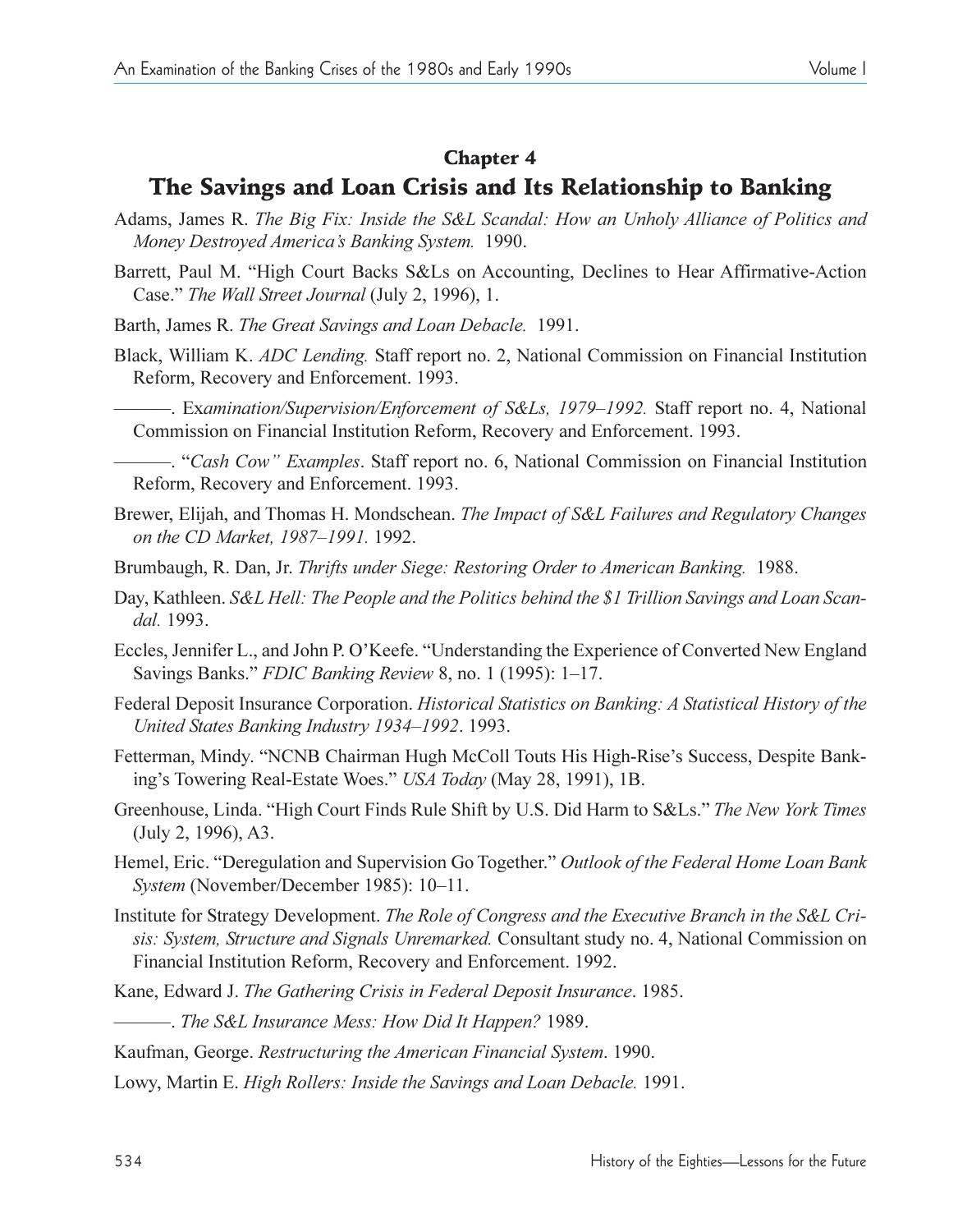## Chapter 4

## The Savings and Loan Crisis and Its Relationship to Banking

Adams, James R. *The Big Fix: Inside the S&L Scandal: How an Unholy Alliance of Politics and Money Destroyed America's Banking System.* 1990.

Barrett, Paul M. "High Court Backs S&Ls on Accounting, Declines to Hear Affirmative-Action Case." *The Wall Street Journal* (July 2, 1996), 1.

Barth, James R. *The Great Savings and Loan Debacle.* 1991.

Black, William K. *ADC Lending.* Staff report no. 2, National Commission on Financial Institution Reform, Recovery and Enforcement. 1993.

———. Ex*amination/Supervision/Enforcement of S&Ls, 1979–1992.* Staff report no. 4, National Commission on Financial Institution Reform, Recovery and Enforcement. 1993.

———. "*Cash Cow" Examples*. Staff report no. 6, National Commission on Financial Institution Reform, Recovery and Enforcement. 1993.

Brewer, Elijah, and Thomas H. Mondschean. *The Impact of S&L Failures and Regulatory Changes on the CD Market, 1987–1991.* 1992.

Brumbaugh, R. Dan, Jr. *Thrifts under Siege: Restoring Order to American Banking.* 1988.

Day, Kathleen. *S&L Hell: The People and the Politics behind the $1 Trillion Savings and Loan Scandal.* 1993.

Eccles, Jennifer L., and John P. O'Keefe. "Understanding the Experience of Converted New England Savings Banks." *FDIC Banking Review* 8, no. 1 (1995): 1–17.

Federal Deposit Insurance Corporation. *Historical Statistics on Banking: A Statistical History of the United States Banking Industry 1934–1992*. 1993.

Fetterman, Mindy. "NCNB Chairman Hugh McColl Touts His High-Rise's Success, Despite Banking's Towering Real-Estate Woes." *USA Today* (May 28, 1991), 1B.

Greenhouse, Linda. "High Court Finds Rule Shift by U.S. Did Harm to S&Ls." *The New York Times* (July 2, 1996), A3.

Hemel, Eric. "Deregulation and Supervision Go Together." *Outlook of the Federal Home Loan Bank System* (November/December 1985): 10–11.

Institute for Strategy Development. *The Role of Congress and the Executive Branch in the S&L Crisis: System, Structure and Signals Unremarked.* Consultant study no. 4, National Commission on Financial Institution Reform, Recovery and Enforcement. 1992.

Kane, Edward J. *The Gathering Crisis in Federal Deposit Insurance*. 1985.

———. *The S&L Insurance Mess: How Did It Happen?* 1989.

Kaufman, George. *Restructuring the American Financial System*. 1990.

Lowy, Martin E. *High Rollers: Inside the Savings and Loan Debacle.* 1991.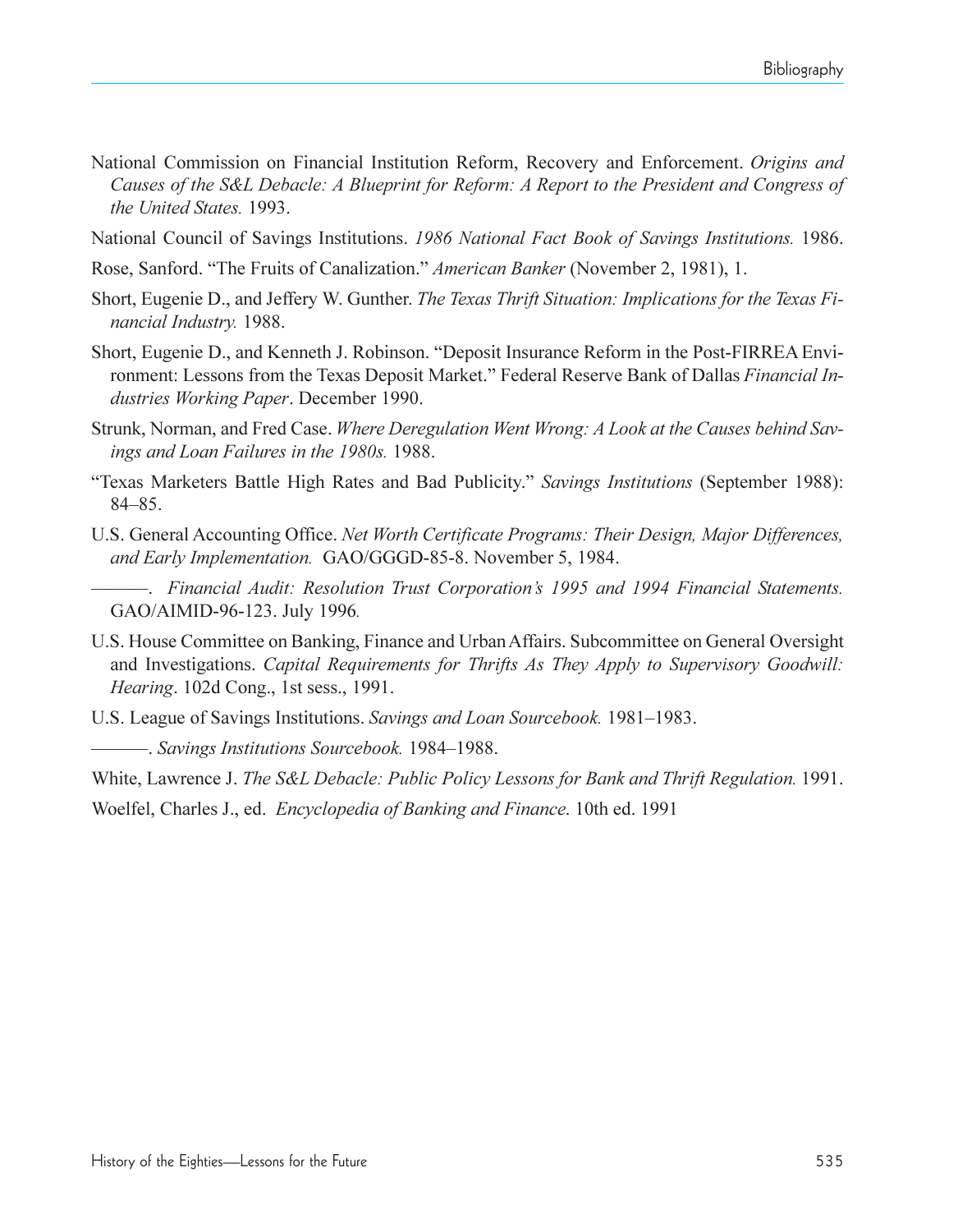National Commission on Financial Institution Reform, Recovery and Enforcement. *Origins and Causes of the S&L Debacle: A Blueprint for Reform: A Report to the President and Congress of the United States.* 1993.

National Council of Savings Institutions. *1986 National Fact Book of Savings Institutions.* 1986.

Rose, Sanford. "The Fruits of Canalization." *American Banker* (November 2, 1981), 1.

Short, Eugenie D., and Jeffery W. Gunther. *The Texas Thrift Situation: Implications for the Texas Financial Industry.* 1988.

Short, Eugenie D., and Kenneth J. Robinson. "Deposit Insurance Reform in the Post-FIRREA Environment: Lessons from the Texas Deposit Market." Federal Reserve Bank of Dallas *Financial Industries Working Paper*. December 1990.

Strunk, Norman, and Fred Case. *Where Deregulation Went Wrong: A Look at the Causes behind Savings and Loan Failures in the 1980s.* 1988.

"Texas Marketers Battle High Rates and Bad Publicity." *Savings Institutions* (September 1988): 84–85.

U.S. General Accounting Office. *Net Worth Certificate Programs: Their Design, Major Differences, and Early Implementation.* GAO/GGGD-85-8. November 5, 1984.

———. *Financial Audit: Resolution Trust Corporation's 1995 and 1994 Financial Statements.* GAO/AIMID-96-123. July 1996.

U.S. House Committee on Banking, Finance and Urban Affairs. Subcommittee on General Oversight and Investigations. *Capital Requirements for Thrifts As They Apply to Supervisory Goodwill: Hearing*. 102d Cong., 1st sess., 1991.

U.S. League of Savings Institutions. *Savings and Loan Sourcebook.* 1981–1983.

———. *Savings Institutions Sourcebook.* 1984–1988.

White, Lawrence J. *The S&L Debacle: Public Policy Lessons for Bank and Thrift Regulation.* 1991.

Woelfel, Charles J., ed. *Encyclopedia of Banking and Finance*. 10th ed. 1991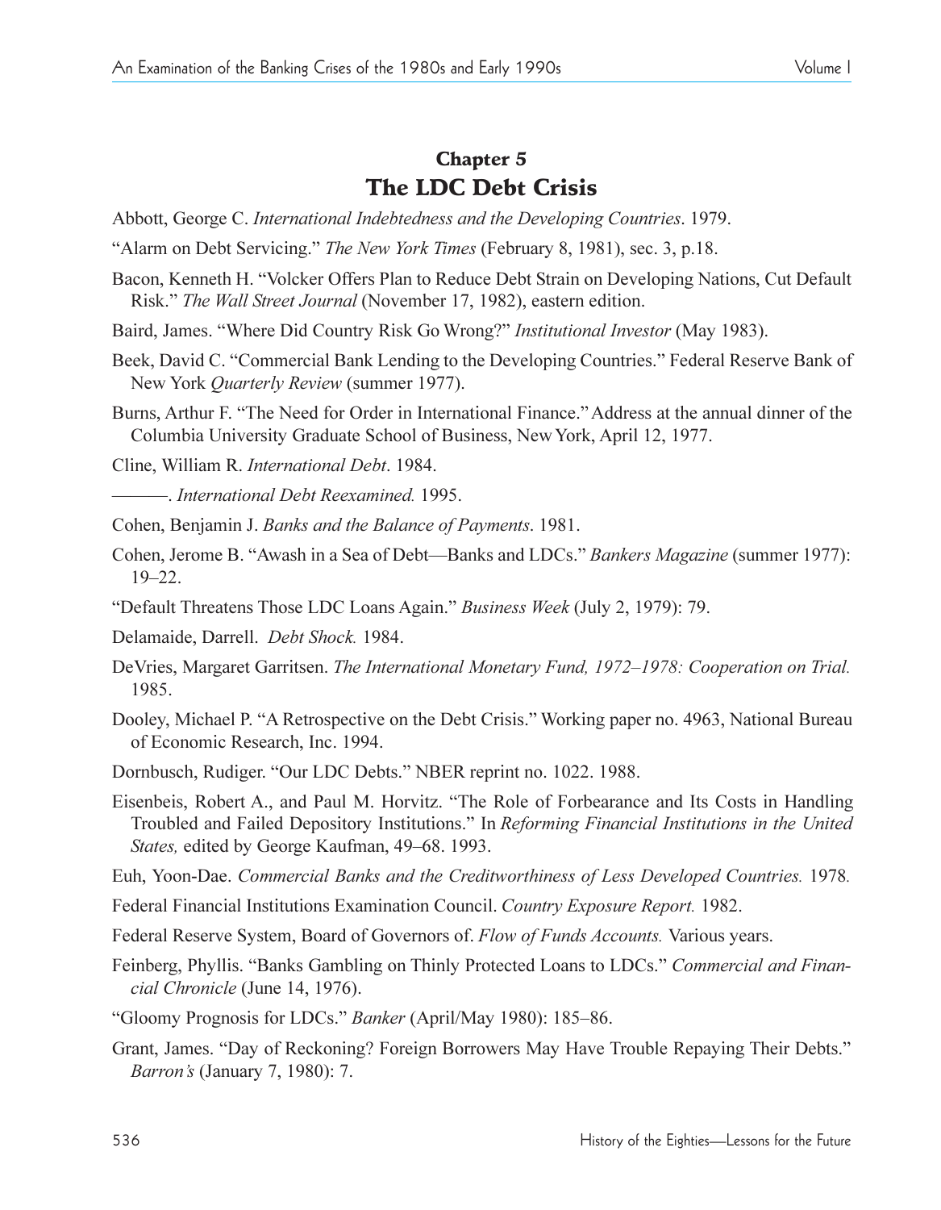## Chapter 5
## The LDC Debt Crisis

Abbott, George C. *International Indebtedness and the Developing Countries*. 1979.

"Alarm on Debt Servicing." *The New York Times* (February 8, 1981), sec. 3, p.18.

Bacon, Kenneth H. "Volcker Offers Plan to Reduce Debt Strain on Developing Nations, Cut Default Risk." *The Wall Street Journal* (November 17, 1982), eastern edition.

Baird, James. "Where Did Country Risk Go Wrong?" *Institutional Investor* (May 1983).

Beek, David C. "Commercial Bank Lending to the Developing Countries." Federal Reserve Bank of New York *Quarterly Review* (summer 1977).

Burns, Arthur F. "The Need for Order in International Finance." Address at the annual dinner of the Columbia University Graduate School of Business, New York, April 12, 1977.

Cline, William R. *International Debt*. 1984.

———. *International Debt Reexamined.* 1995.

Cohen, Benjamin J. *Banks and the Balance of Payments*. 1981.

Cohen, Jerome B. "Awash in a Sea of Debt—Banks and LDCs." *Bankers Magazine* (summer 1977): 19–22.

"Default Threatens Those LDC Loans Again." *Business Week* (July 2, 1979): 79.

Delamaide, Darrell. *Debt Shock.* 1984.

DeVries, Margaret Garritsen. *The International Monetary Fund, 1972–1978: Cooperation on Trial.* 1985.

Dooley, Michael P. "A Retrospective on the Debt Crisis." Working paper no. 4963, National Bureau of Economic Research, Inc. 1994.

Dornbusch, Rudiger. "Our LDC Debts." NBER reprint no. 1022. 1988.

Eisenbeis, Robert A., and Paul M. Horvitz. "The Role of Forbearance and Its Costs in Handling Troubled and Failed Depository Institutions." In *Reforming Financial Institutions in the United States,* edited by George Kaufman, 49–68. 1993.

Euh, Yoon-Dae. *Commercial Banks and the Creditworthiness of Less Developed Countries.* 1978.

Federal Financial Institutions Examination Council. *Country Exposure Report.* 1982.

Federal Reserve System, Board of Governors of. *Flow of Funds Accounts.* Various years.

Feinberg, Phyllis. "Banks Gambling on Thinly Protected Loans to LDCs." *Commercial and Financial Chronicle* (June 14, 1976).

"Gloomy Prognosis for LDCs." *Banker* (April/May 1980): 185–86.

Grant, James. "Day of Reckoning? Foreign Borrowers May Have Trouble Repaying Their Debts." *Barron's* (January 7, 1980): 7.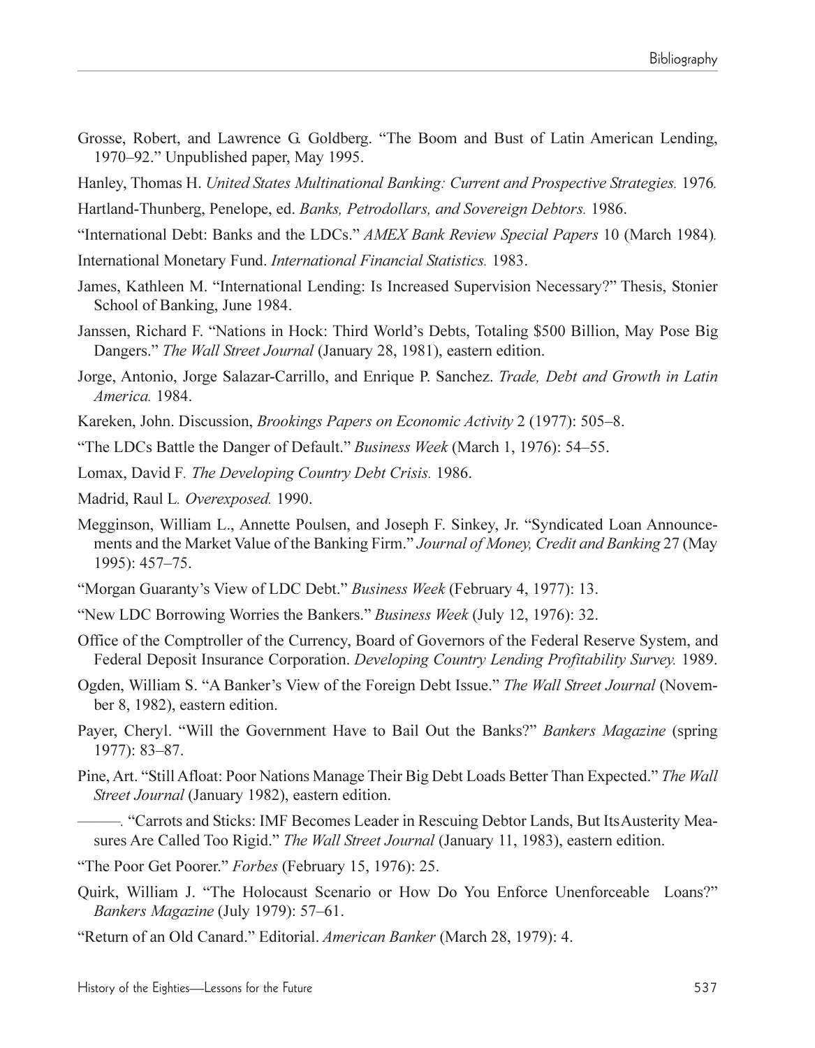Grosse, Robert, and Lawrence G. Goldberg. "The Boom and Bust of Latin American Lending, 1970–92." Unpublished paper, May 1995.

Hanley, Thomas H. *United States Multinational Banking: Current and Prospective Strategies.* 1976.

Hartland-Thunberg, Penelope, ed. *Banks, Petrodollars, and Sovereign Debtors.* 1986.

"International Debt: Banks and the LDCs." *AMEX Bank Review Special Papers* 10 (March 1984).

International Monetary Fund. *International Financial Statistics.* 1983.

James, Kathleen M. "International Lending: Is Increased Supervision Necessary?" Thesis, Stonier School of Banking, June 1984.

Janssen, Richard F. "Nations in Hock: Third World's Debts, Totaling $500 Billion, May Pose Big Dangers." *The Wall Street Journal* (January 28, 1981), eastern edition.

Jorge, Antonio, Jorge Salazar-Carrillo, and Enrique P. Sanchez. *Trade, Debt and Growth in Latin America.* 1984.

Kareken, John. Discussion, *Brookings Papers on Economic Activity* 2 (1977): 505–8.

"The LDCs Battle the Danger of Default." *Business Week* (March 1, 1976): 54–55.

Lomax, David F. *The Developing Country Debt Crisis.* 1986.

Madrid, Raul L. *Overexposed.* 1990.

Megginson, William L., Annette Poulsen, and Joseph F. Sinkey, Jr. "Syndicated Loan Announcements and the Market Value of the Banking Firm." *Journal of Money, Credit and Banking* 27 (May 1995): 457–75.

"Morgan Guaranty's View of LDC Debt." *Business Week* (February 4, 1977): 13.

"New LDC Borrowing Worries the Bankers." *Business Week* (July 12, 1976): 32.

Office of the Comptroller of the Currency, Board of Governors of the Federal Reserve System, and Federal Deposit Insurance Corporation. *Developing Country Lending Profitability Survey.* 1989.

Ogden, William S. "A Banker's View of the Foreign Debt Issue." *The Wall Street Journal* (November 8, 1982), eastern edition.

Payer, Cheryl. "Will the Government Have to Bail Out the Banks?" *Bankers Magazine* (spring 1977): 83–87.

Pine, Art. "Still Afloat: Poor Nations Manage Their Big Debt Loads Better Than Expected." *The Wall Street Journal* (January 1982), eastern edition.

———. "Carrots and Sticks: IMF Becomes Leader in Rescuing Debtor Lands, But Its Austerity Measures Are Called Too Rigid." *The Wall Street Journal* (January 11, 1983), eastern edition.

"The Poor Get Poorer." *Forbes* (February 15, 1976): 25.

Quirk, William J. "The Holocaust Scenario or How Do You Enforce Unenforceable Loans?" *Bankers Magazine* (July 1979): 57–61.

"Return of an Old Canard." Editorial. *American Banker* (March 28, 1979): 4.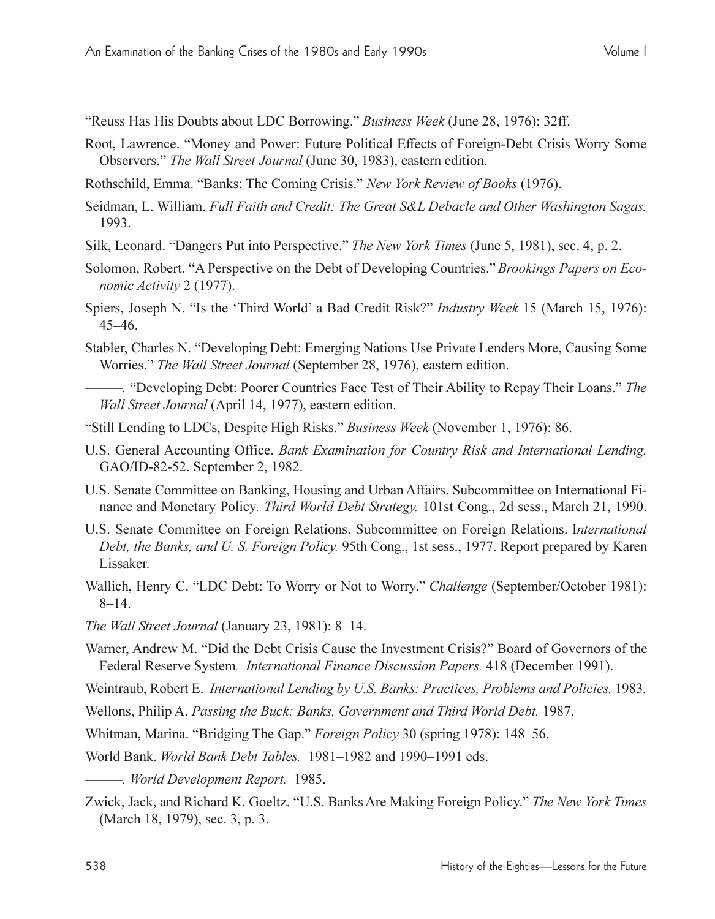"Reuss Has His Doubts about LDC Borrowing." *Business Week* (June 28, 1976): 32ff.

Root, Lawrence. "Money and Power: Future Political Effects of Foreign-Debt Crisis Worry Some Observers." *The Wall Street Journal* (June 30, 1983), eastern edition.

Rothschild, Emma. "Banks: The Coming Crisis." *New York Review of Books* (1976).

Seidman, L. William. *Full Faith and Credit: The Great S&L Debacle and Other Washington Sagas.* 1993.

Silk, Leonard. "Dangers Put into Perspective." *The New York Times* (June 5, 1981), sec. 4, p. 2.

Solomon, Robert. "A Perspective on the Debt of Developing Countries." *Brookings Papers on Economic Activity* 2 (1977).

Spiers, Joseph N. "Is the 'Third World' a Bad Credit Risk?" *Industry Week* 15 (March 15, 1976): 45–46.

Stabler, Charles N. "Developing Debt: Emerging Nations Use Private Lenders More, Causing Some Worries." *The Wall Street Journal* (September 28, 1976), eastern edition.

———. "Developing Debt: Poorer Countries Face Test of Their Ability to Repay Their Loans." *The Wall Street Journal* (April 14, 1977), eastern edition.

"Still Lending to LDCs, Despite High Risks." *Business Week* (November 1, 1976): 86.

U.S. General Accounting Office. *Bank Examination for Country Risk and International Lending.* GAO/ID-82-52. September 2, 1982.

U.S. Senate Committee on Banking, Housing and Urban Affairs. Subcommittee on International Finance and Monetary Policy*. Third World Debt Strategy.* 101st Cong., 2d sess., March 21, 1990.

U.S. Senate Committee on Foreign Relations. Subcommittee on Foreign Relations. I*nternational Debt, the Banks, and U. S. Foreign Policy.* 95th Cong., 1st sess., 1977. Report prepared by Karen Lissaker.

Wallich, Henry C. "LDC Debt: To Worry or Not to Worry." *Challenge* (September/October 1981): 8–14.

*The Wall Street Journal* (January 23, 1981): 8–14.

Warner, Andrew M. "Did the Debt Crisis Cause the Investment Crisis?" Board of Governors of the Federal Reserve System*. International Finance Discussion Papers.* 418 (December 1991).

Weintraub, Robert E. *International Lending by U.S. Banks: Practices, Problems and Policies.* 1983.

Wellons, Philip A. *Passing the Buck: Banks, Government and Third World Debt.* 1987.

Whitman, Marina. "Bridging The Gap." *Foreign Policy* 30 (spring 1978): 148–56.

World Bank. *World Bank Debt Tables.* 1981–1982 and 1990–1991 eds.

———. *World Development Report.* 1985.

Zwick, Jack, and Richard K. Goeltz. "U.S. Banks Are Making Foreign Policy." *The New York Times* (March 18, 1979), sec. 3, p. 3.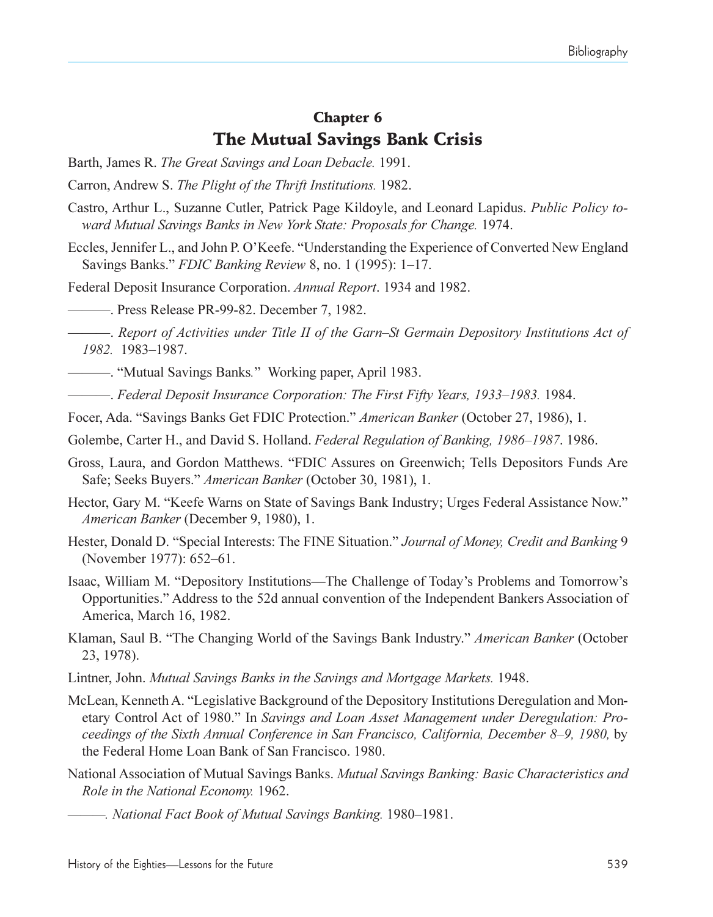## Chapter 6
## The Mutual Savings Bank Crisis

Barth, James R. *The Great Savings and Loan Debacle.* 1991.

Carron, Andrew S. *The Plight of the Thrift Institutions.* 1982.

Castro, Arthur L., Suzanne Cutler, Patrick Page Kildoyle, and Leonard Lapidus. *Public Policy toward Mutual Savings Banks in New York State: Proposals for Change.* 1974.

Eccles, Jennifer L., and John P. O'Keefe. "Understanding the Experience of Converted New England Savings Banks." *FDIC Banking Review* 8, no. 1 (1995): 1–17.

Federal Deposit Insurance Corporation. *Annual Report*. 1934 and 1982.

———. Press Release PR-99-82. December 7, 1982.

———. *Report of Activities under Title II of the Garn–St Germain Depository Institutions Act of 1982.* 1983–1987.

———. "Mutual Savings Banks." Working paper, April 1983.

———. *Federal Deposit Insurance Corporation: The First Fifty Years, 1933–1983.* 1984.

Focer, Ada. "Savings Banks Get FDIC Protection." *American Banker* (October 27, 1986), 1.

Golembe, Carter H., and David S. Holland. *Federal Regulation of Banking, 1986–1987*. 1986.

Gross, Laura, and Gordon Matthews. "FDIC Assures on Greenwich; Tells Depositors Funds Are Safe; Seeks Buyers." *American Banker* (October 30, 1981), 1.

Hector, Gary M. "Keefe Warns on State of Savings Bank Industry; Urges Federal Assistance Now." *American Banker* (December 9, 1980), 1.

Hester, Donald D. "Special Interests: The FINE Situation." *Journal of Money, Credit and Banking* 9 (November 1977): 652–61.

Isaac, William M. "Depository Institutions—The Challenge of Today's Problems and Tomorrow's Opportunities." Address to the 52d annual convention of the Independent Bankers Association of America, March 16, 1982.

Klaman, Saul B. "The Changing World of the Savings Bank Industry." *American Banker* (October 23, 1978).

Lintner, John. *Mutual Savings Banks in the Savings and Mortgage Markets.* 1948.

McLean, Kenneth A. "Legislative Background of the Depository Institutions Deregulation and Monetary Control Act of 1980." In *Savings and Loan Asset Management under Deregulation: Proceedings of the Sixth Annual Conference in San Francisco, California, December 8–9, 1980,* by the Federal Home Loan Bank of San Francisco. 1980.

National Association of Mutual Savings Banks. *Mutual Savings Banking: Basic Characteristics and Role in the National Economy.* 1962.

———. *National Fact Book of Mutual Savings Banking.* 1980–1981.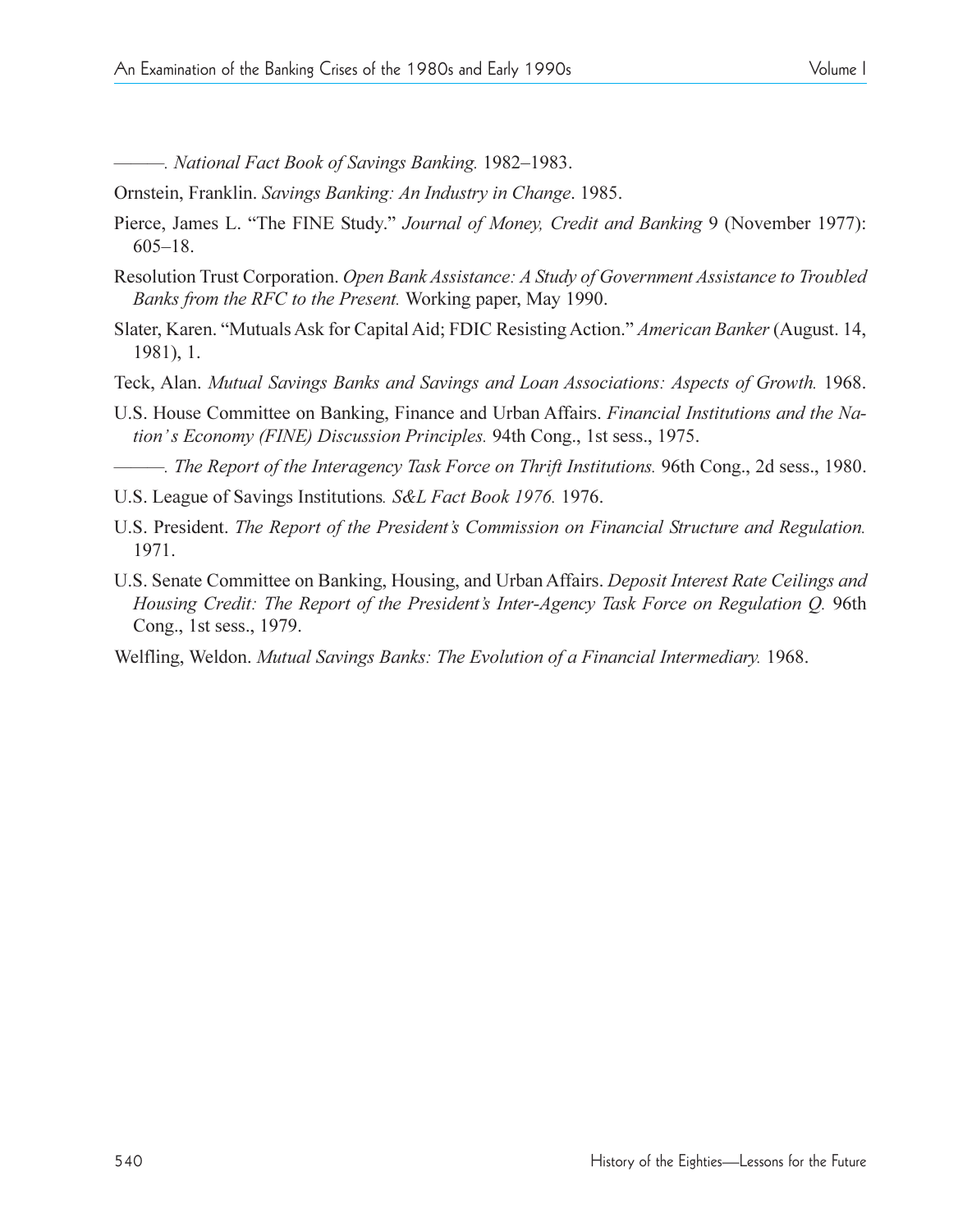———. *National Fact Book of Savings Banking.* 1982–1983.

Ornstein, Franklin. *Savings Banking: An Industry in Change*. 1985.

Pierce, James L. "The FINE Study." *Journal of Money, Credit and Banking* 9 (November 1977): 605–18.

Resolution Trust Corporation. *Open Bank Assistance: A Study of Government Assistance to Troubled Banks from the RFC to the Present.* Working paper, May 1990.

Slater, Karen. "Mutuals Ask for Capital Aid; FDIC Resisting Action." *American Banker* (August. 14, 1981), 1.

Teck, Alan. *Mutual Savings Banks and Savings and Loan Associations: Aspects of Growth.* 1968.

U.S. House Committee on Banking, Finance and Urban Affairs. *Financial Institutions and the Nation's Economy (FINE) Discussion Principles.* 94th Cong., 1st sess., 1975.

———. *The Report of the Interagency Task Force on Thrift Institutions.* 96th Cong., 2d sess., 1980.

U.S. League of Savings Institutions*. S&L Fact Book 1976.* 1976.

U.S. President. *The Report of the President's Commission on Financial Structure and Regulation.* 1971.

U.S. Senate Committee on Banking, Housing, and Urban Affairs. *Deposit Interest Rate Ceilings and Housing Credit: The Report of the President's Inter-Agency Task Force on Regulation Q.* 96th Cong., 1st sess., 1979.

Welfling, Weldon. *Mutual Savings Banks: The Evolution of a Financial Intermediary.* 1968.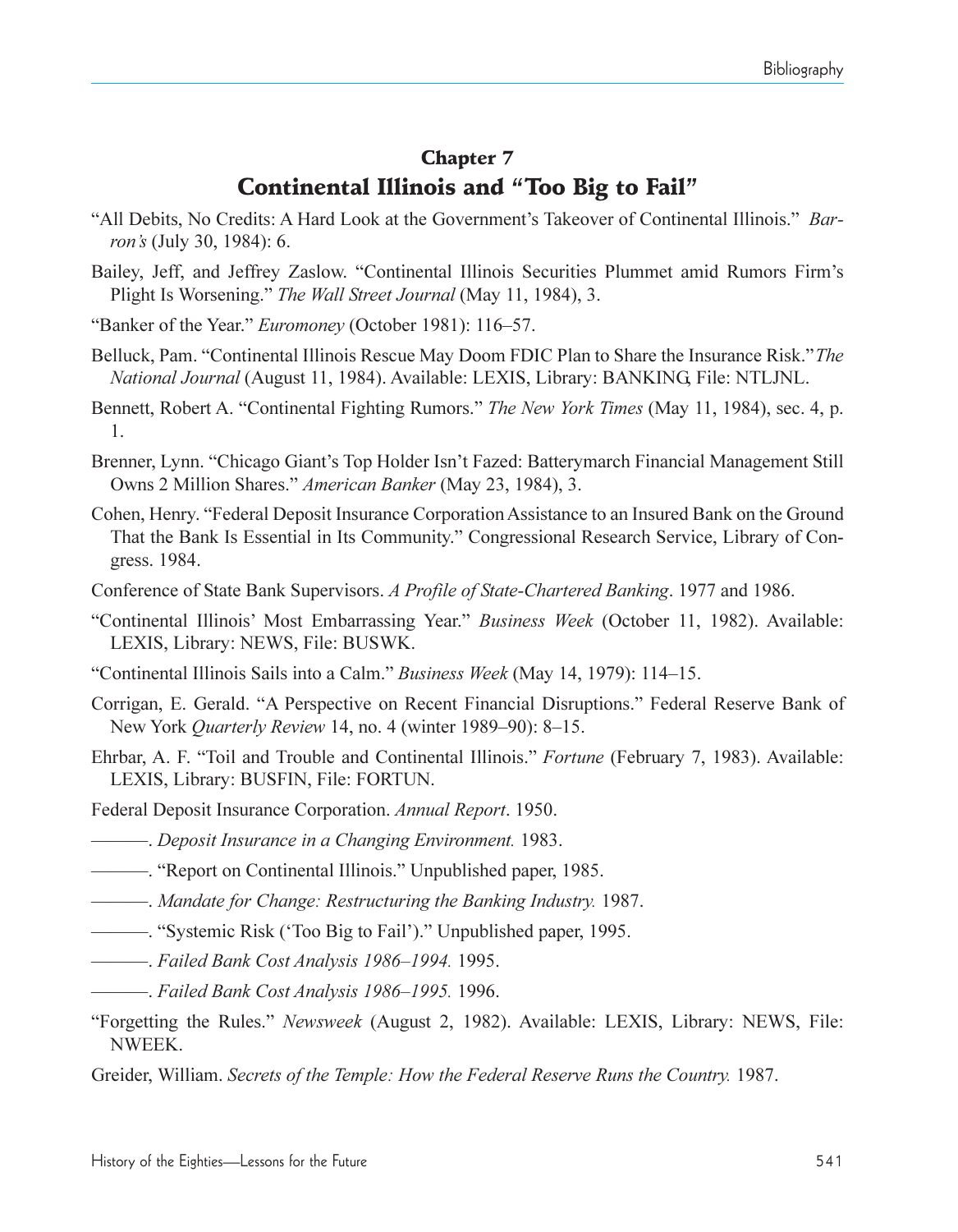## Chapter 7
## Continental Illinois and "Too Big to Fail"

"All Debits, No Credits: A Hard Look at the Government's Takeover of Continental Illinois." *Barron's* (July 30, 1984): 6.

Bailey, Jeff, and Jeffrey Zaslow. "Continental Illinois Securities Plummet amid Rumors Firm's Plight Is Worsening." *The Wall Street Journal* (May 11, 1984), 3.

"Banker of the Year." *Euromoney* (October 1981): 116–57.

Belluck, Pam. "Continental Illinois Rescue May Doom FDIC Plan to Share the Insurance Risk." *The National Journal* (August 11, 1984). Available: LEXIS, Library: BANKING, File: NTLJNL.

Bennett, Robert A. "Continental Fighting Rumors." *The New York Times* (May 11, 1984), sec. 4, p. 1.

Brenner, Lynn. "Chicago Giant's Top Holder Isn't Fazed: Batterymarch Financial Management Still Owns 2 Million Shares." *American Banker* (May 23, 1984), 3.

Cohen, Henry. "Federal Deposit Insurance Corporation Assistance to an Insured Bank on the Ground That the Bank Is Essential in Its Community." Congressional Research Service, Library of Congress. 1984.

Conference of State Bank Supervisors. *A Profile of State-Chartered Banking*. 1977 and 1986.

"Continental Illinois' Most Embarrassing Year." *Business Week* (October 11, 1982). Available: LEXIS, Library: NEWS, File: BUSWK.

"Continental Illinois Sails into a Calm." *Business Week* (May 14, 1979): 114–15.

Corrigan, E. Gerald. "A Perspective on Recent Financial Disruptions." Federal Reserve Bank of New York *Quarterly Review* 14, no. 4 (winter 1989–90): 8–15.

Ehrbar, A. F. "Toil and Trouble and Continental Illinois." *Fortune* (February 7, 1983). Available: LEXIS, Library: BUSFIN, File: FORTUN.

Federal Deposit Insurance Corporation. *Annual Report*. 1950.

———. *Deposit Insurance in a Changing Environment.* 1983.

———. "Report on Continental Illinois." Unpublished paper, 1985.

———. *Mandate for Change: Restructuring the Banking Industry.* 1987.

———. "Systemic Risk ('Too Big to Fail')." Unpublished paper, 1995.

———. *Failed Bank Cost Analysis 1986–1994.* 1995.

———. *Failed Bank Cost Analysis 1986–1995.* 1996.

"Forgetting the Rules." *Newsweek* (August 2, 1982). Available: LEXIS, Library: NEWS, File: NWEEK.

Greider, William. *Secrets of the Temple: How the Federal Reserve Runs the Country.* 1987.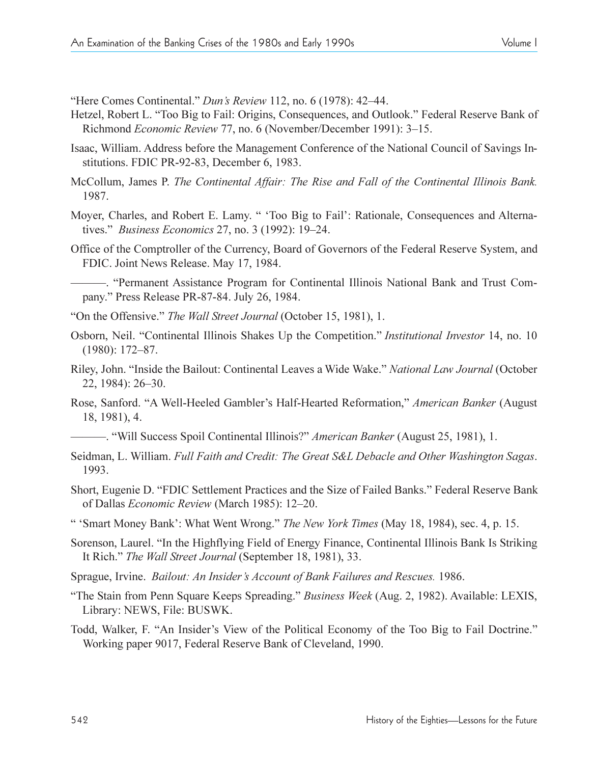"Here Comes Continental." *Dun's Review* 112, no. 6 (1978): 42–44.

Hetzel, Robert L. "Too Big to Fail: Origins, Consequences, and Outlook." Federal Reserve Bank of Richmond *Economic Review* 77, no. 6 (November/December 1991): 3–15.

Isaac, William. Address before the Management Conference of the National Council of Savings Institutions. FDIC PR-92-83, December 6, 1983.

McCollum, James P. *The Continental Affair: The Rise and Fall of the Continental Illinois Bank.* 1987.

Moyer, Charles, and Robert E. Lamy. " 'Too Big to Fail': Rationale, Consequences and Alternatives." *Business Economics* 27, no. 3 (1992): 19–24.

Office of the Comptroller of the Currency, Board of Governors of the Federal Reserve System, and FDIC. Joint News Release. May 17, 1984.

———. "Permanent Assistance Program for Continental Illinois National Bank and Trust Company." Press Release PR-87-84. July 26, 1984.

"On the Offensive." *The Wall Street Journal* (October 15, 1981), 1.

Osborn, Neil. "Continental Illinois Shakes Up the Competition." *Institutional Investor* 14, no. 10 (1980): 172–87.

Riley, John. "Inside the Bailout: Continental Leaves a Wide Wake." *National Law Journal* (October 22, 1984): 26–30.

Rose, Sanford. "A Well-Heeled Gambler's Half-Hearted Reformation," *American Banker* (August 18, 1981), 4.

———. "Will Success Spoil Continental Illinois?" *American Banker* (August 25, 1981), 1.

Seidman, L. William. *Full Faith and Credit: The Great S&L Debacle and Other Washington Sagas*. 1993.

Short, Eugenie D. "FDIC Settlement Practices and the Size of Failed Banks." Federal Reserve Bank of Dallas *Economic Review* (March 1985): 12–20.

" 'Smart Money Bank': What Went Wrong." *The New York Times* (May 18, 1984), sec. 4, p. 15.

Sorenson, Laurel. "In the Highflying Field of Energy Finance, Continental Illinois Bank Is Striking It Rich." *The Wall Street Journal* (September 18, 1981), 33.

Sprague, Irvine. *Bailout: An Insider's Account of Bank Failures and Rescues.* 1986.

"The Stain from Penn Square Keeps Spreading." *Business Week* (Aug. 2, 1982). Available: LEXIS, Library: NEWS, File: BUSWK.

Todd, Walker, F. "An Insider's View of the Political Economy of the Too Big to Fail Doctrine." Working paper 9017, Federal Reserve Bank of Cleveland, 1990.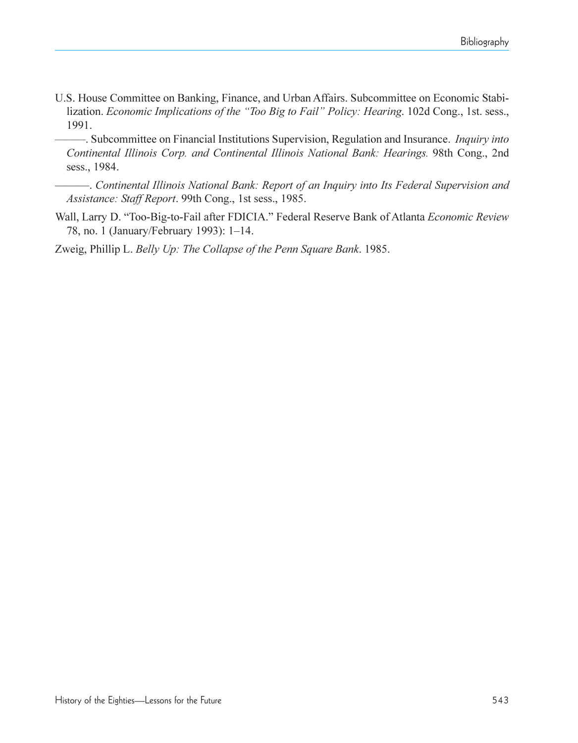U.S. House Committee on Banking, Finance, and Urban Affairs. Subcommittee on Economic Stabilization. *Economic Implications of the "Too Big to Fail" Policy: Hearing*. 102d Cong., 1st. sess., 1991.

———. Subcommittee on Financial Institutions Supervision, Regulation and Insurance. *Inquiry into Continental Illinois Corp. and Continental Illinois National Bank: Hearings.* 98th Cong., 2nd sess., 1984.

———. *Continental Illinois National Bank: Report of an Inquiry into Its Federal Supervision and Assistance: Staff Report*. 99th Cong., 1st sess., 1985.

Wall, Larry D. "Too-Big-to-Fail after FDICIA." Federal Reserve Bank of Atlanta *Economic Review* 78, no. 1 (January/February 1993): 1–14.

Zweig, Phillip L. *Belly Up: The Collapse of the Penn Square Bank*. 1985.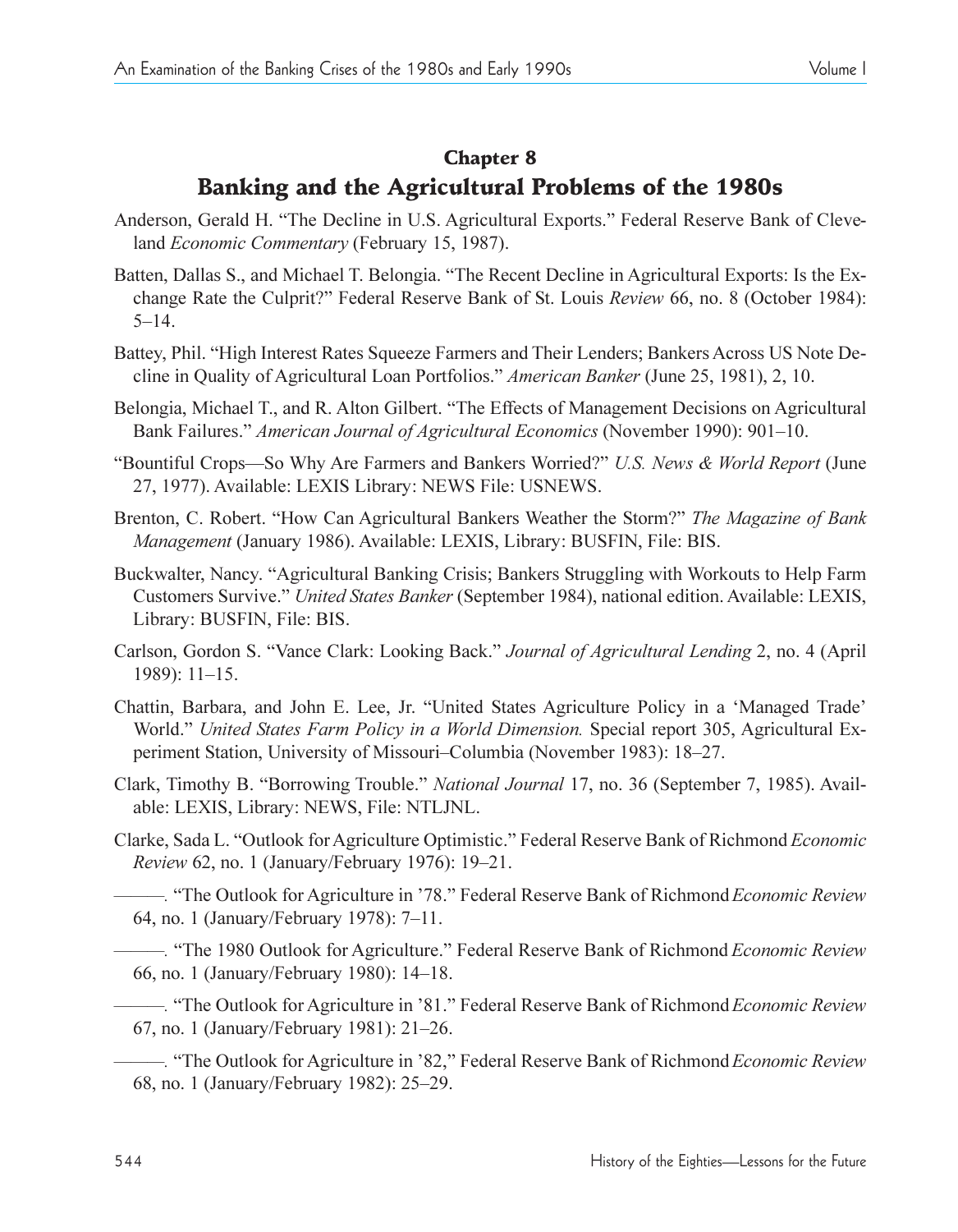## Chapter 8

## Banking and the Agricultural Problems of the 1980s

Anderson, Gerald H. "The Decline in U.S. Agricultural Exports." Federal Reserve Bank of Cleveland *Economic Commentary* (February 15, 1987).

Batten, Dallas S., and Michael T. Belongia. "The Recent Decline in Agricultural Exports: Is the Exchange Rate the Culprit?" Federal Reserve Bank of St. Louis *Review* 66, no. 8 (October 1984): 5–14.

Battey, Phil. "High Interest Rates Squeeze Farmers and Their Lenders; Bankers Across US Note Decline in Quality of Agricultural Loan Portfolios." *American Banker* (June 25, 1981), 2, 10.

Belongia, Michael T., and R. Alton Gilbert. "The Effects of Management Decisions on Agricultural Bank Failures." *American Journal of Agricultural Economics* (November 1990): 901–10.

"Bountiful Crops—So Why Are Farmers and Bankers Worried?" *U.S. News & World Report* (June 27, 1977). Available: LEXIS Library: NEWS File: USNEWS.

Brenton, C. Robert. "How Can Agricultural Bankers Weather the Storm?" *The Magazine of Bank Management* (January 1986). Available: LEXIS, Library: BUSFIN, File: BIS.

Buckwalter, Nancy. "Agricultural Banking Crisis; Bankers Struggling with Workouts to Help Farm Customers Survive." *United States Banker* (September 1984), national edition. Available: LEXIS, Library: BUSFIN, File: BIS.

Carlson, Gordon S. "Vance Clark: Looking Back." *Journal of Agricultural Lending* 2, no. 4 (April 1989): 11–15.

Chattin, Barbara, and John E. Lee, Jr. "United States Agriculture Policy in a 'Managed Trade' World." *United States Farm Policy in a World Dimension.* Special report 305, Agricultural Experiment Station, University of Missouri–Columbia (November 1983): 18–27.

Clark, Timothy B. "Borrowing Trouble." *National Journal* 17, no. 36 (September 7, 1985). Available: LEXIS, Library: NEWS, File: NTLJNL.

Clarke, Sada L. "Outlook for Agriculture Optimistic." Federal Reserve Bank of Richmond *Economic Review* 62, no. 1 (January/February 1976): 19–21.

———. "The Outlook for Agriculture in '78." Federal Reserve Bank of Richmond *Economic Review* 64, no. 1 (January/February 1978): 7–11.

———. "The 1980 Outlook for Agriculture." Federal Reserve Bank of Richmond *Economic Review* 66, no. 1 (January/February 1980): 14–18.

———. "The Outlook for Agriculture in '81." Federal Reserve Bank of Richmond *Economic Review* 67, no. 1 (January/February 1981): 21–26.

———. "The Outlook for Agriculture in '82," Federal Reserve Bank of Richmond *Economic Review* 68, no. 1 (January/February 1982): 25–29.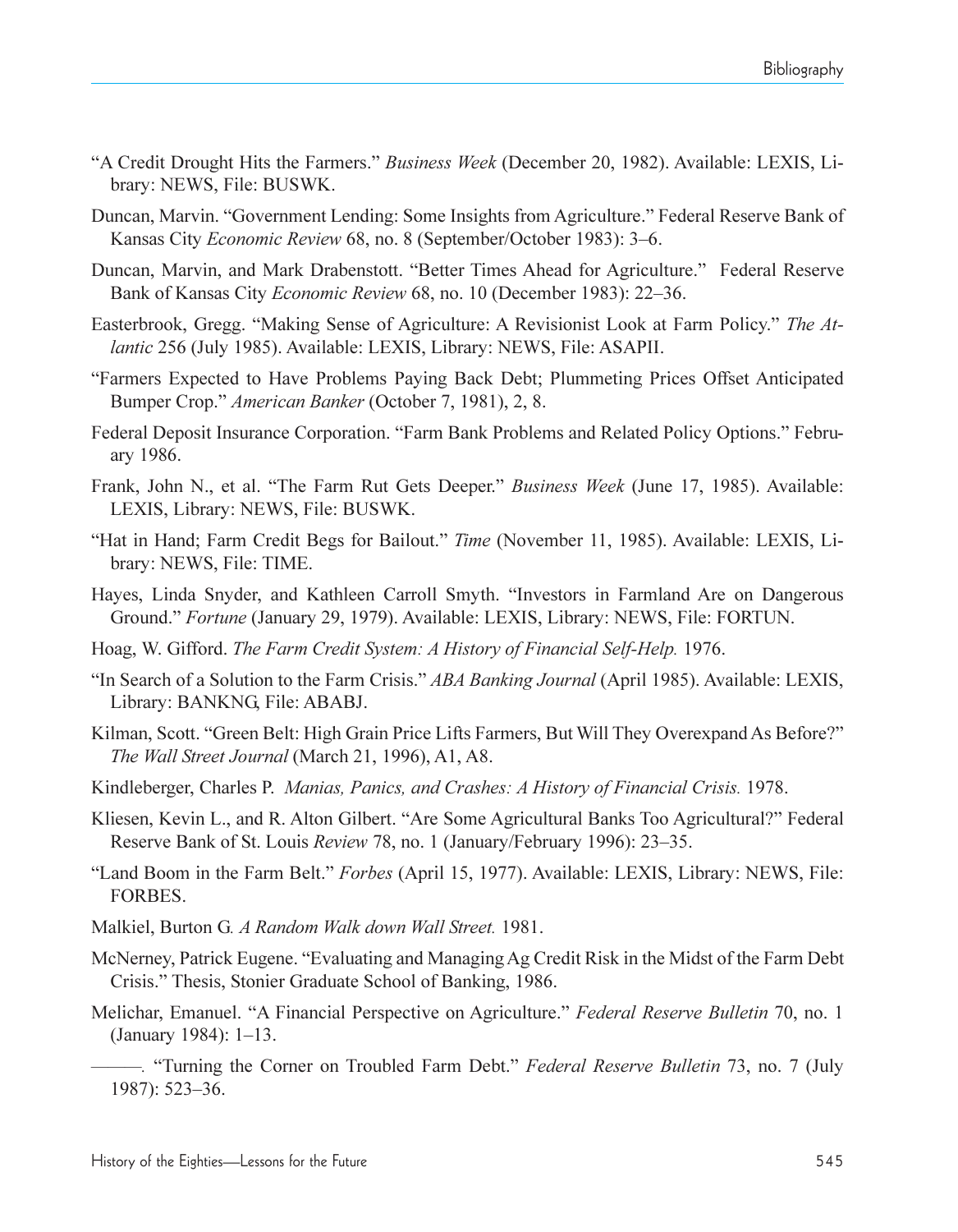"A Credit Drought Hits the Farmers." *Business Week* (December 20, 1982). Available: LEXIS, Library: NEWS, File: BUSWK.

Duncan, Marvin. "Government Lending: Some Insights from Agriculture." Federal Reserve Bank of Kansas City *Economic Review* 68, no. 8 (September/October 1983): 3–6.

Duncan, Marvin, and Mark Drabenstott. "Better Times Ahead for Agriculture." Federal Reserve Bank of Kansas City *Economic Review* 68, no. 10 (December 1983): 22–36.

Easterbrook, Gregg. "Making Sense of Agriculture: A Revisionist Look at Farm Policy." *The Atlantic* 256 (July 1985). Available: LEXIS, Library: NEWS, File: ASAPII.

"Farmers Expected to Have Problems Paying Back Debt; Plummeting Prices Offset Anticipated Bumper Crop." *American Banker* (October 7, 1981), 2, 8.

Federal Deposit Insurance Corporation. "Farm Bank Problems and Related Policy Options." February 1986.

Frank, John N., et al. "The Farm Rut Gets Deeper." *Business Week* (June 17, 1985). Available: LEXIS, Library: NEWS, File: BUSWK.

"Hat in Hand; Farm Credit Begs for Bailout." *Time* (November 11, 1985). Available: LEXIS, Library: NEWS, File: TIME.

Hayes, Linda Snyder, and Kathleen Carroll Smyth. "Investors in Farmland Are on Dangerous Ground." *Fortune* (January 29, 1979). Available: LEXIS, Library: NEWS, File: FORTUN.

Hoag, W. Gifford. *The Farm Credit System: A History of Financial Self-Help.* 1976.

"In Search of a Solution to the Farm Crisis." *ABA Banking Journal* (April 1985). Available: LEXIS, Library: BANKNG, File: ABABJ.

Kilman, Scott. "Green Belt: High Grain Price Lifts Farmers, But Will They Overexpand As Before?" *The Wall Street Journal* (March 21, 1996), A1, A8.

Kindleberger, Charles P. *Manias, Panics, and Crashes: A History of Financial Crisis.* 1978.

Kliesen, Kevin L., and R. Alton Gilbert. "Are Some Agricultural Banks Too Agricultural?" Federal Reserve Bank of St. Louis *Review* 78, no. 1 (January/February 1996): 23–35.

"Land Boom in the Farm Belt." *Forbes* (April 15, 1977). Available: LEXIS, Library: NEWS, File: FORBES.

Malkiel, Burton G. *A Random Walk down Wall Street.* 1981.

McNerney, Patrick Eugene. "Evaluating and Managing Ag Credit Risk in the Midst of the Farm Debt Crisis." Thesis, Stonier Graduate School of Banking, 1986.

Melichar, Emanuel. "A Financial Perspective on Agriculture." *Federal Reserve Bulletin* 70, no. 1 (January 1984): 1–13.

———. "Turning the Corner on Troubled Farm Debt." *Federal Reserve Bulletin* 73, no. 7 (July 1987): 523–36.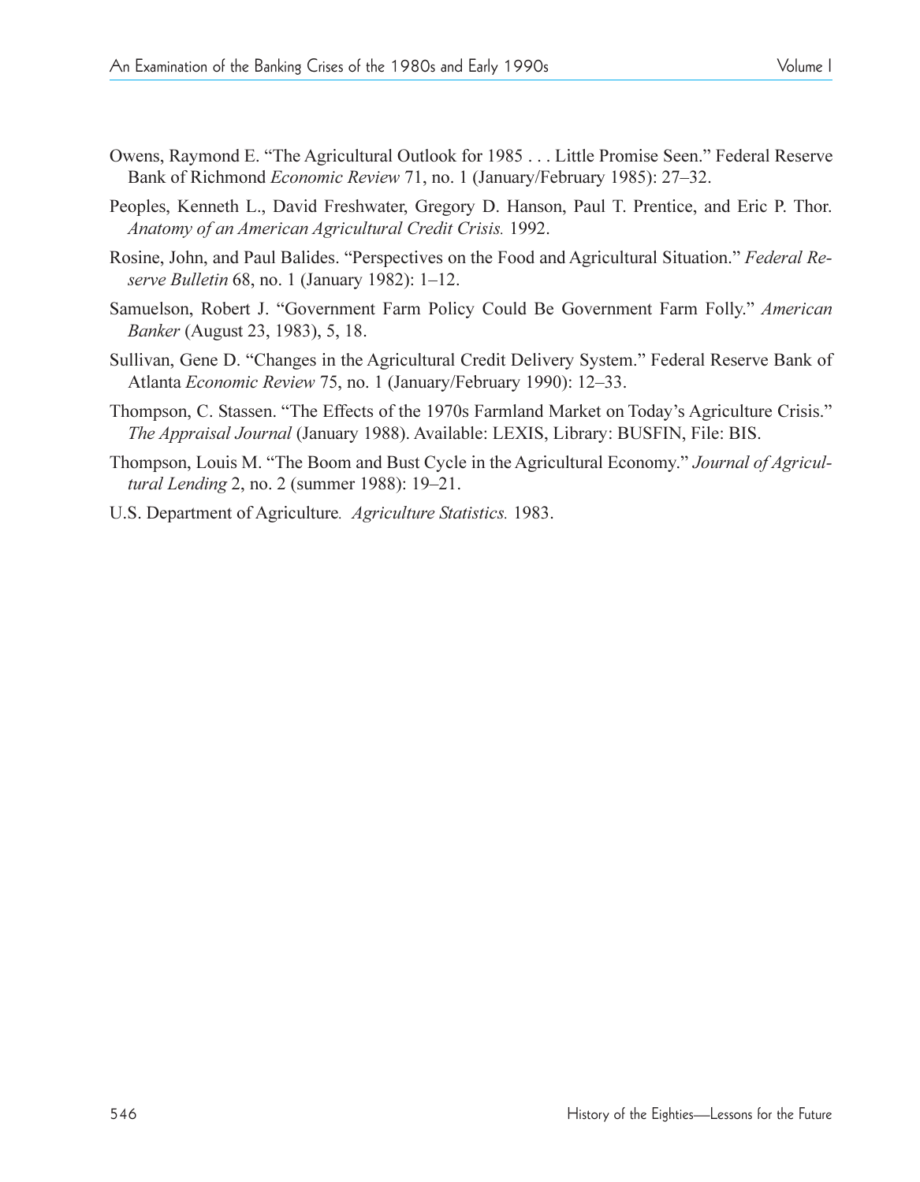Owens, Raymond E. "The Agricultural Outlook for 1985 . . . Little Promise Seen." Federal Reserve Bank of Richmond *Economic Review* 71, no. 1 (January/February 1985): 27–32.

Peoples, Kenneth L., David Freshwater, Gregory D. Hanson, Paul T. Prentice, and Eric P. Thor. *Anatomy of an American Agricultural Credit Crisis.* 1992.

Rosine, John, and Paul Balides. "Perspectives on the Food and Agricultural Situation." *Federal Reserve Bulletin* 68, no. 1 (January 1982): 1–12.

Samuelson, Robert J. "Government Farm Policy Could Be Government Farm Folly." *American Banker* (August 23, 1983), 5, 18.

Sullivan, Gene D. "Changes in the Agricultural Credit Delivery System." Federal Reserve Bank of Atlanta *Economic Review* 75, no. 1 (January/February 1990): 12–33.

Thompson, C. Stassen. "The Effects of the 1970s Farmland Market on Today's Agriculture Crisis." *The Appraisal Journal* (January 1988). Available: LEXIS, Library: BUSFIN, File: BIS.

Thompson, Louis M. "The Boom and Bust Cycle in the Agricultural Economy." *Journal of Agricultural Lending* 2, no. 2 (summer 1988): 19–21.

U.S. Department of Agriculture. *Agriculture Statistics.* 1983.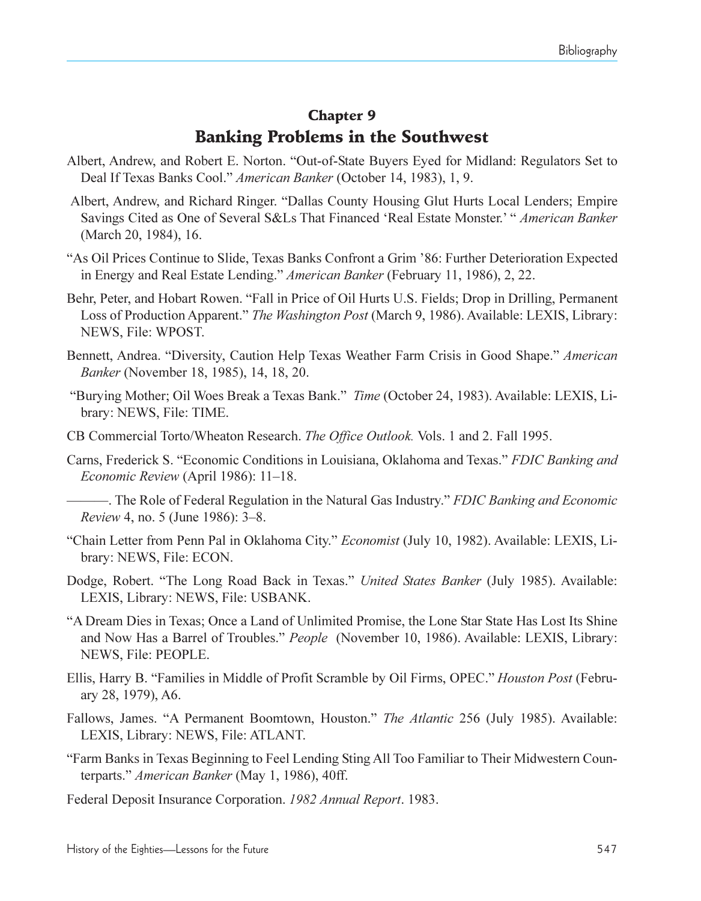## Chapter 9
## Banking Problems in the Southwest

Albert, Andrew, and Robert E. Norton. "Out-of-State Buyers Eyed for Midland: Regulators Set to Deal If Texas Banks Cool." *American Banker* (October 14, 1983), 1, 9.

Albert, Andrew, and Richard Ringer. "Dallas County Housing Glut Hurts Local Lenders; Empire Savings Cited as One of Several S&Ls That Financed 'Real Estate Monster.' " *American Banker* (March 20, 1984), 16.

"As Oil Prices Continue to Slide, Texas Banks Confront a Grim '86: Further Deterioration Expected in Energy and Real Estate Lending." *American Banker* (February 11, 1986), 2, 22.

Behr, Peter, and Hobart Rowen. "Fall in Price of Oil Hurts U.S. Fields; Drop in Drilling, Permanent Loss of Production Apparent." *The Washington Post* (March 9, 1986). Available: LEXIS, Library: NEWS, File: WPOST.

Bennett, Andrea. "Diversity, Caution Help Texas Weather Farm Crisis in Good Shape." *American Banker* (November 18, 1985), 14, 18, 20.

"Burying Mother; Oil Woes Break a Texas Bank." *Time* (October 24, 1983). Available: LEXIS, Library: NEWS, File: TIME.

CB Commercial Torto/Wheaton Research. *The Office Outlook.* Vols. 1 and 2. Fall 1995.

Carns, Frederick S. "Economic Conditions in Louisiana, Oklahoma and Texas." *FDIC Banking and Economic Review* (April 1986): 11–18.

———. The Role of Federal Regulation in the Natural Gas Industry." *FDIC Banking and Economic Review* 4, no. 5 (June 1986): 3–8.

"Chain Letter from Penn Pal in Oklahoma City." *Economist* (July 10, 1982). Available: LEXIS, Library: NEWS, File: ECON.

Dodge, Robert. "The Long Road Back in Texas." *United States Banker* (July 1985). Available: LEXIS, Library: NEWS, File: USBANK.

"A Dream Dies in Texas; Once a Land of Unlimited Promise, the Lone Star State Has Lost Its Shine and Now Has a Barrel of Troubles." *People* (November 10, 1986). Available: LEXIS, Library: NEWS, File: PEOPLE.

Ellis, Harry B. "Families in Middle of Profit Scramble by Oil Firms, OPEC." *Houston Post* (February 28, 1979), A6.

Fallows, James. "A Permanent Boomtown, Houston." *The Atlantic* 256 (July 1985). Available: LEXIS, Library: NEWS, File: ATLANT.

"Farm Banks in Texas Beginning to Feel Lending Sting All Too Familiar to Their Midwestern Counterparts." *American Banker* (May 1, 1986), 40ff.

Federal Deposit Insurance Corporation. *1982 Annual Report*. 1983.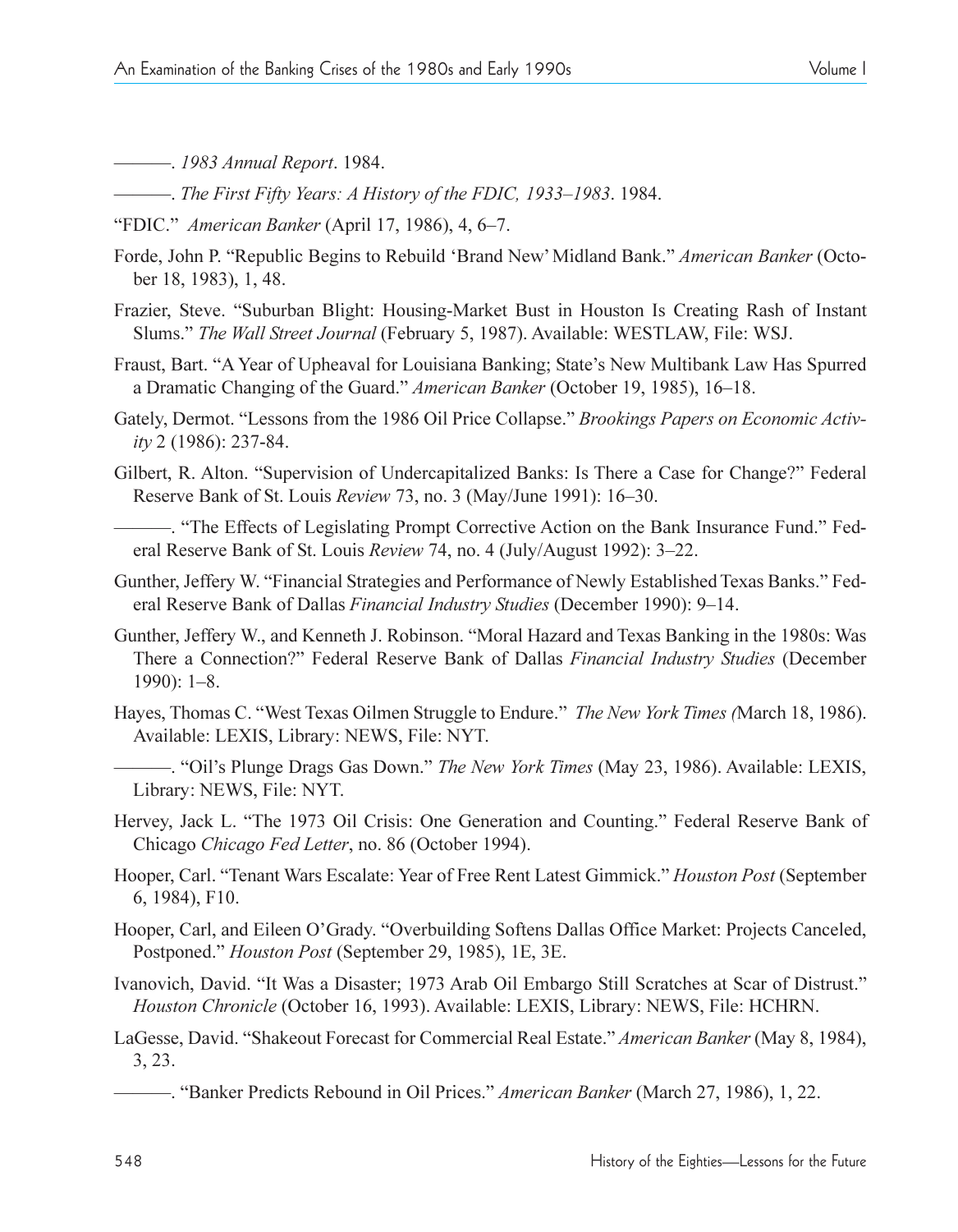———. *1983 Annual Report*. 1984.

———. *The First Fifty Years: A History of the FDIC, 1933–1983*. 1984.

"FDIC." *American Banker* (April 17, 1986), 4, 6–7.

Forde, John P. "Republic Begins to Rebuild 'Brand New' Midland Bank." *American Banker* (October 18, 1983), 1, 48.

Frazier, Steve. "Suburban Blight: Housing-Market Bust in Houston Is Creating Rash of Instant Slums." *The Wall Street Journal* (February 5, 1987). Available: WESTLAW, File: WSJ.

Fraust, Bart. "A Year of Upheaval for Louisiana Banking; State's New Multibank Law Has Spurred a Dramatic Changing of the Guard." *American Banker* (October 19, 1985), 16–18.

Gately, Dermot. "Lessons from the 1986 Oil Price Collapse." *Brookings Papers on Economic Activity* 2 (1986): 237-84.

Gilbert, R. Alton. "Supervision of Undercapitalized Banks: Is There a Case for Change?" Federal Reserve Bank of St. Louis *Review* 73, no. 3 (May/June 1991): 16–30.

———. "The Effects of Legislating Prompt Corrective Action on the Bank Insurance Fund." Federal Reserve Bank of St. Louis *Review* 74, no. 4 (July/August 1992): 3–22.

Gunther, Jeffery W. "Financial Strategies and Performance of Newly Established Texas Banks." Federal Reserve Bank of Dallas *Financial Industry Studies* (December 1990): 9–14.

Gunther, Jeffery W., and Kenneth J. Robinson. "Moral Hazard and Texas Banking in the 1980s: Was There a Connection?" Federal Reserve Bank of Dallas *Financial Industry Studies* (December 1990): 1–8.

Hayes, Thomas C. "West Texas Oilmen Struggle to Endure." *The New York Times (*March 18, 1986). Available: LEXIS, Library: NEWS, File: NYT.

———. "Oil's Plunge Drags Gas Down." *The New York Times* (May 23, 1986). Available: LEXIS, Library: NEWS, File: NYT.

Hervey, Jack L. "The 1973 Oil Crisis: One Generation and Counting." Federal Reserve Bank of Chicago *Chicago Fed Letter*, no. 86 (October 1994).

Hooper, Carl. "Tenant Wars Escalate: Year of Free Rent Latest Gimmick." *Houston Post* (September 6, 1984), F10.

Hooper, Carl, and Eileen O'Grady. "Overbuilding Softens Dallas Office Market: Projects Canceled, Postponed." *Houston Post* (September 29, 1985), 1E, 3E.

Ivanovich, David. "It Was a Disaster; 1973 Arab Oil Embargo Still Scratches at Scar of Distrust." *Houston Chronicle* (October 16, 1993). Available: LEXIS, Library: NEWS, File: HCHRN.

LaGesse, David. "Shakeout Forecast for Commercial Real Estate." *American Banker* (May 8, 1984), 3, 23.

———. "Banker Predicts Rebound in Oil Prices." *American Banker* (March 27, 1986), 1, 22.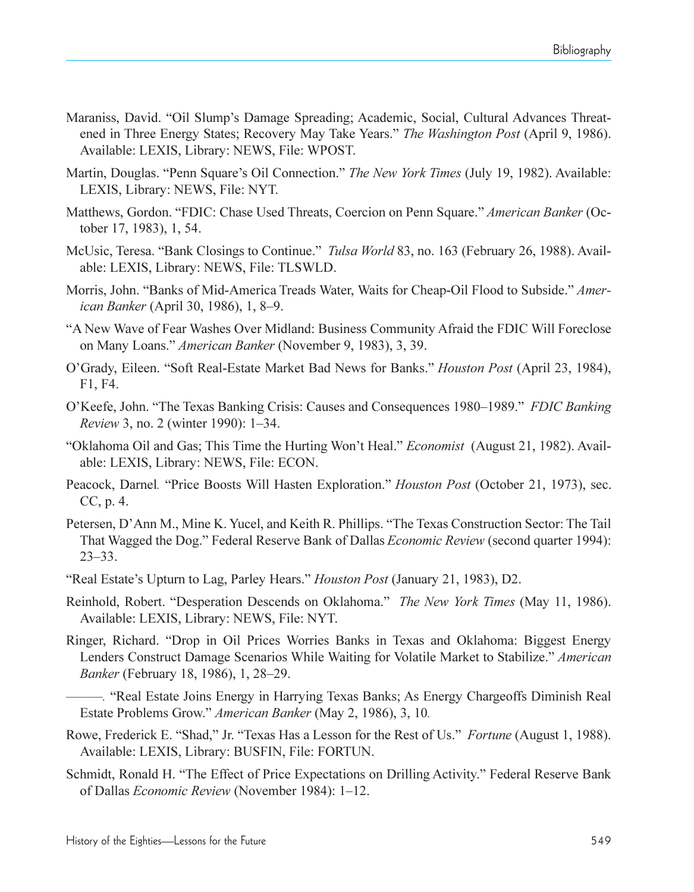Maraniss, David. "Oil Slump's Damage Spreading; Academic, Social, Cultural Advances Threatened in Three Energy States; Recovery May Take Years." *The Washington Post* (April 9, 1986). Available: LEXIS, Library: NEWS, File: WPOST.

Martin, Douglas. "Penn Square's Oil Connection." *The New York Times* (July 19, 1982). Available: LEXIS, Library: NEWS, File: NYT.

Matthews, Gordon. "FDIC: Chase Used Threats, Coercion on Penn Square." *American Banker* (October 17, 1983), 1, 54.

McUsic, Teresa. "Bank Closings to Continue." *Tulsa World* 83, no. 163 (February 26, 1988). Available: LEXIS, Library: NEWS, File: TLSWLD.

Morris, John. "Banks of Mid-America Treads Water, Waits for Cheap-Oil Flood to Subside." *American Banker* (April 30, 1986), 1, 8–9.

"A New Wave of Fear Washes Over Midland: Business Community Afraid the FDIC Will Foreclose on Many Loans." *American Banker* (November 9, 1983), 3, 39.

O'Grady, Eileen. "Soft Real-Estate Market Bad News for Banks." *Houston Post* (April 23, 1984), F1, F4.

O'Keefe, John. "The Texas Banking Crisis: Causes and Consequences 1980–1989." *FDIC Banking Review* 3, no. 2 (winter 1990): 1–34.

"Oklahoma Oil and Gas; This Time the Hurting Won't Heal." *Economist* (August 21, 1982). Available: LEXIS, Library: NEWS, File: ECON.

Peacock, Darnel. "Price Boosts Will Hasten Exploration." *Houston Post* (October 21, 1973), sec. CC, p. 4.

Petersen, D'Ann M., Mine K. Yucel, and Keith R. Phillips. "The Texas Construction Sector: The Tail That Wagged the Dog." Federal Reserve Bank of Dallas *Economic Review* (second quarter 1994): 23–33.

"Real Estate's Upturn to Lag, Parley Hears." *Houston Post* (January 21, 1983), D2.

Reinhold, Robert. "Desperation Descends on Oklahoma." *The New York Times* (May 11, 1986). Available: LEXIS, Library: NEWS, File: NYT.

Ringer, Richard. "Drop in Oil Prices Worries Banks in Texas and Oklahoma: Biggest Energy Lenders Construct Damage Scenarios While Waiting for Volatile Market to Stabilize." *American Banker* (February 18, 1986), 1, 28–29.

———. "Real Estate Joins Energy in Harrying Texas Banks; As Energy Chargeoffs Diminish Real Estate Problems Grow." *American Banker* (May 2, 1986), 3, 10.

Rowe, Frederick E. "Shad," Jr. "Texas Has a Lesson for the Rest of Us." *Fortune* (August 1, 1988). Available: LEXIS, Library: BUSFIN, File: FORTUN.

Schmidt, Ronald H. "The Effect of Price Expectations on Drilling Activity." Federal Reserve Bank of Dallas *Economic Review* (November 1984): 1–12.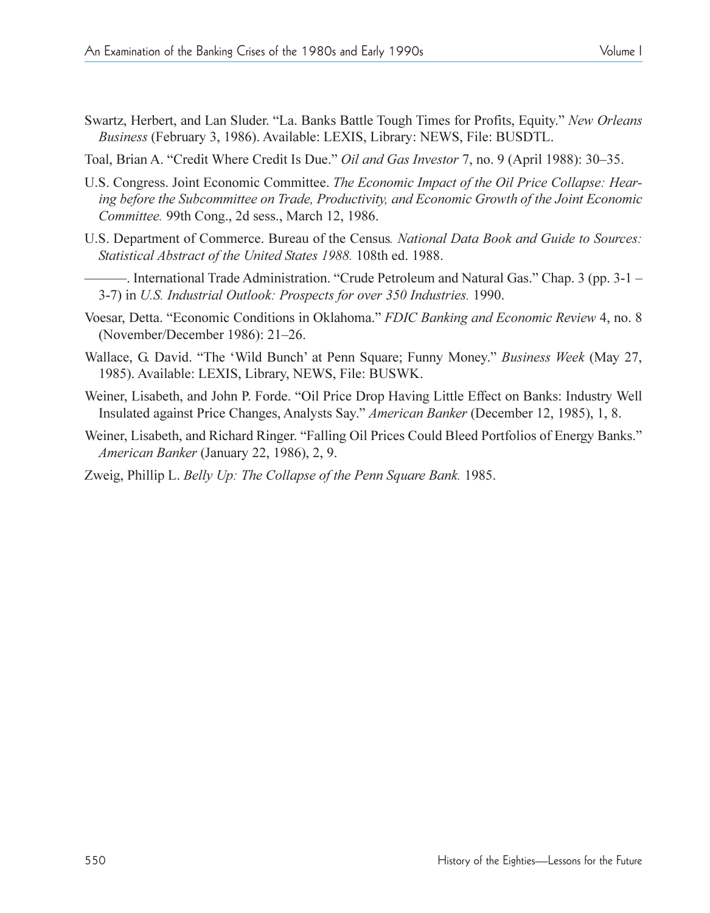Swartz, Herbert, and Lan Sluder. "La. Banks Battle Tough Times for Profits, Equity." *New Orleans Business* (February 3, 1986). Available: LEXIS, Library: NEWS, File: BUSDTL.

Toal, Brian A. "Credit Where Credit Is Due." *Oil and Gas Investor* 7, no. 9 (April 1988): 30–35.

U.S. Congress. Joint Economic Committee. *The Economic Impact of the Oil Price Collapse: Hearing before the Subcommittee on Trade, Productivity, and Economic Growth of the Joint Economic Committee.* 99th Cong., 2d sess., March 12, 1986.

U.S. Department of Commerce. Bureau of the Census*. National Data Book and Guide to Sources: Statistical Abstract of the United States 1988.* 108th ed. 1988.

———. International Trade Administration. "Crude Petroleum and Natural Gas." Chap. 3 (pp. 3-1 – 3-7) in *U.S. Industrial Outlook: Prospects for over 350 Industries.* 1990.

Voesar, Detta. "Economic Conditions in Oklahoma." *FDIC Banking and Economic Review* 4, no. 8 (November/December 1986): 21–26.

Wallace, G. David. "The 'Wild Bunch' at Penn Square; Funny Money." *Business Week* (May 27, 1985). Available: LEXIS, Library, NEWS, File: BUSWK.

Weiner, Lisabeth, and John P. Forde. "Oil Price Drop Having Little Effect on Banks: Industry Well Insulated against Price Changes, Analysts Say." *American Banker* (December 12, 1985), 1, 8.

Weiner, Lisabeth, and Richard Ringer. "Falling Oil Prices Could Bleed Portfolios of Energy Banks." *American Banker* (January 22, 1986), 2, 9.

Zweig, Phillip L. *Belly Up: The Collapse of the Penn Square Bank.* 1985.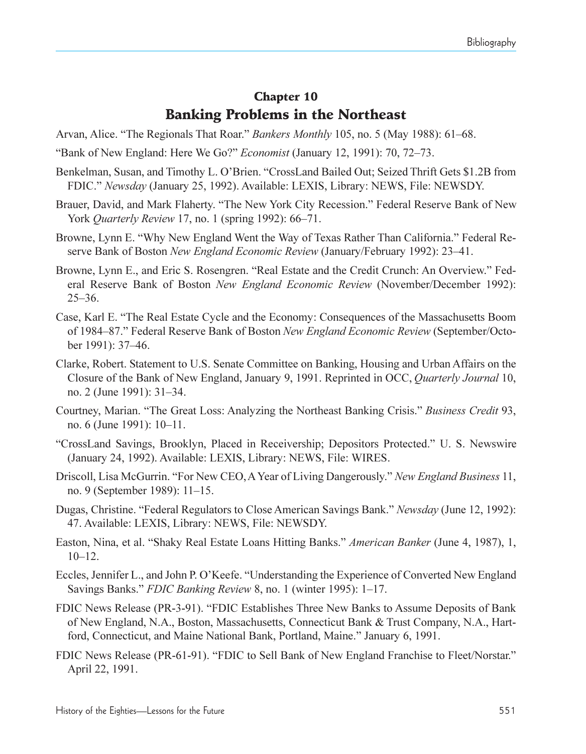## Chapter 10
# Banking Problems in the Northeast

Arvan, Alice. "The Regionals That Roar." *Bankers Monthly* 105, no. 5 (May 1988): 61–68.

"Bank of New England: Here We Go?" *Economist* (January 12, 1991): 70, 72–73.

Benkelman, Susan, and Timothy L. O'Brien. "CrossLand Bailed Out; Seized Thrift Gets $1.2B from FDIC." *Newsday* (January 25, 1992). Available: LEXIS, Library: NEWS, File: NEWSDY.

Brauer, David, and Mark Flaherty. "The New York City Recession." Federal Reserve Bank of New York *Quarterly Review* 17, no. 1 (spring 1992): 66–71.

Browne, Lynn E. "Why New England Went the Way of Texas Rather Than California." Federal Reserve Bank of Boston *New England Economic Review* (January/February 1992): 23–41.

Browne, Lynn E., and Eric S. Rosengren. "Real Estate and the Credit Crunch: An Overview." Federal Reserve Bank of Boston *New England Economic Review* (November/December 1992): 25–36.

Case, Karl E. "The Real Estate Cycle and the Economy: Consequences of the Massachusetts Boom of 1984–87." Federal Reserve Bank of Boston *New England Economic Review* (September/October 1991): 37–46.

Clarke, Robert. Statement to U.S. Senate Committee on Banking, Housing and Urban Affairs on the Closure of the Bank of New England, January 9, 1991. Reprinted in OCC, *Quarterly Journal* 10, no. 2 (June 1991): 31–34.

Courtney, Marian. "The Great Loss: Analyzing the Northeast Banking Crisis." *Business Credit* 93, no. 6 (June 1991): 10–11.

"CrossLand Savings, Brooklyn, Placed in Receivership; Depositors Protected." U. S. Newswire (January 24, 1992). Available: LEXIS, Library: NEWS, File: WIRES.

Driscoll, Lisa McGurrin. "For New CEO, A Year of Living Dangerously." *New England Business* 11, no. 9 (September 1989): 11–15.

Dugas, Christine. "Federal Regulators to Close American Savings Bank." *Newsday* (June 12, 1992): 47. Available: LEXIS, Library: NEWS, File: NEWSDY.

Easton, Nina, et al. "Shaky Real Estate Loans Hitting Banks." *American Banker* (June 4, 1987), 1, 10–12.

Eccles, Jennifer L., and John P. O'Keefe. "Understanding the Experience of Converted New England Savings Banks." *FDIC Banking Review* 8, no. 1 (winter 1995): 1–17.

FDIC News Release (PR-3-91). "FDIC Establishes Three New Banks to Assume Deposits of Bank of New England, N.A., Boston, Massachusetts, Connecticut Bank & Trust Company, N.A., Hartford, Connecticut, and Maine National Bank, Portland, Maine." January 6, 1991.

FDIC News Release (PR-61-91). "FDIC to Sell Bank of New England Franchise to Fleet/Norstar." April 22, 1991.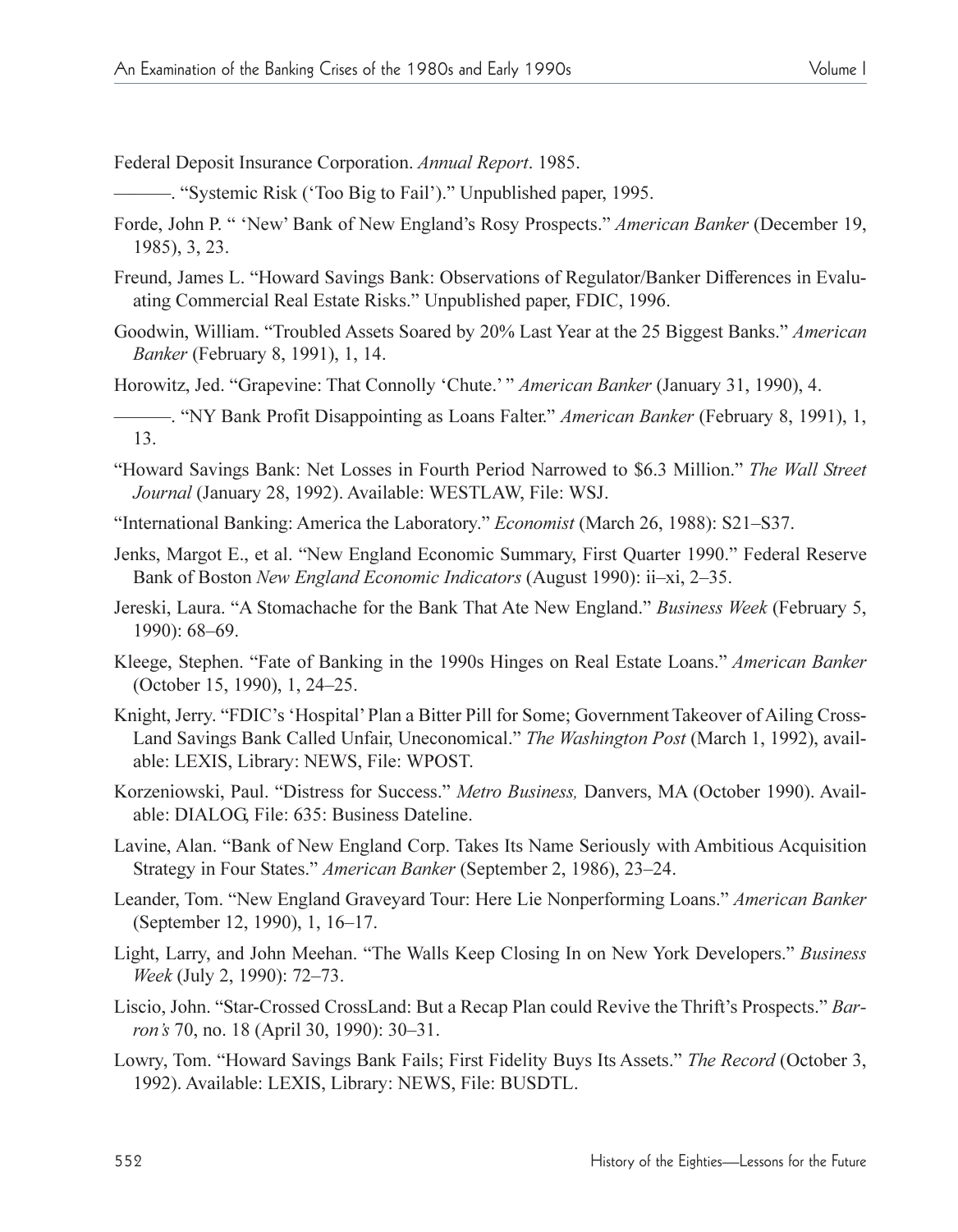Federal Deposit Insurance Corporation. *Annual Report*. 1985.

———. "Systemic Risk ('Too Big to Fail')." Unpublished paper, 1995.

Forde, John P. " 'New' Bank of New England's Rosy Prospects." *American Banker* (December 19, 1985), 3, 23.

Freund, James L. "Howard Savings Bank: Observations of Regulator/Banker Differences in Evaluating Commercial Real Estate Risks." Unpublished paper, FDIC, 1996.

Goodwin, William. "Troubled Assets Soared by 20% Last Year at the 25 Biggest Banks." *American Banker* (February 8, 1991), 1, 14.

Horowitz, Jed. "Grapevine: That Connolly 'Chute.' " *American Banker* (January 31, 1990), 4.

———. "NY Bank Profit Disappointing as Loans Falter." *American Banker* (February 8, 1991), 1, 13.

"Howard Savings Bank: Net Losses in Fourth Period Narrowed to $6.3 Million." *The Wall Street Journal* (January 28, 1992). Available: WESTLAW, File: WSJ.

"International Banking: America the Laboratory." *Economist* (March 26, 1988): S21–S37.

Jenks, Margot E., et al. "New England Economic Summary, First Quarter 1990." Federal Reserve Bank of Boston *New England Economic Indicators* (August 1990): ii–xi, 2–35.

Jereski, Laura. "A Stomachache for the Bank That Ate New England." *Business Week* (February 5, 1990): 68–69.

Kleege, Stephen. "Fate of Banking in the 1990s Hinges on Real Estate Loans." *American Banker* (October 15, 1990), 1, 24–25.

Knight, Jerry. "FDIC's 'Hospital' Plan a Bitter Pill for Some; Government Takeover of Ailing Cross-Land Savings Bank Called Unfair, Uneconomical." *The Washington Post* (March 1, 1992), available: LEXIS, Library: NEWS, File: WPOST.

Korzeniowski, Paul. "Distress for Success." *Metro Business,* Danvers, MA (October 1990). Available: DIALOG, File: 635: Business Dateline.

Lavine, Alan. "Bank of New England Corp. Takes Its Name Seriously with Ambitious Acquisition Strategy in Four States." *American Banker* (September 2, 1986), 23–24.

Leander, Tom. "New England Graveyard Tour: Here Lie Nonperforming Loans." *American Banker* (September 12, 1990), 1, 16–17.

Light, Larry, and John Meehan. "The Walls Keep Closing In on New York Developers." *Business Week* (July 2, 1990): 72–73.

Liscio, John. "Star-Crossed CrossLand: But a Recap Plan could Revive the Thrift's Prospects." *Barron's* 70, no. 18 (April 30, 1990): 30–31.

Lowry, Tom. "Howard Savings Bank Fails; First Fidelity Buys Its Assets." *The Record* (October 3, 1992). Available: LEXIS, Library: NEWS, File: BUSDTL.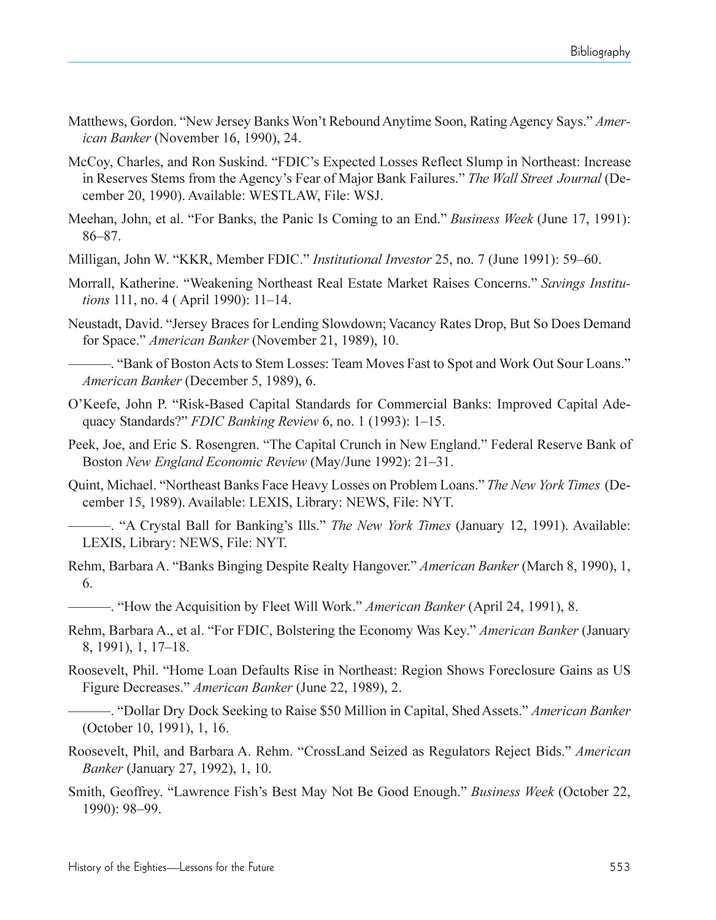Matthews, Gordon. "New Jersey Banks Won't Rebound Anytime Soon, Rating Agency Says." *American Banker* (November 16, 1990), 24.

McCoy, Charles, and Ron Suskind. "FDIC's Expected Losses Reflect Slump in Northeast: Increase in Reserves Stems from the Agency's Fear of Major Bank Failures." *The Wall Street Journal* (December 20, 1990). Available: WESTLAW, File: WSJ.

Meehan, John, et al. "For Banks, the Panic Is Coming to an End." *Business Week* (June 17, 1991): 86–87.

Milligan, John W. "KKR, Member FDIC." *Institutional Investor* 25, no. 7 (June 1991): 59–60.

Morrall, Katherine. "Weakening Northeast Real Estate Market Raises Concerns." *Savings Institutions* 111, no. 4 ( April 1990): 11–14.

Neustadt, David. "Jersey Braces for Lending Slowdown; Vacancy Rates Drop, But So Does Demand for Space." *American Banker* (November 21, 1989), 10.

———. "Bank of Boston Acts to Stem Losses: Team Moves Fast to Spot and Work Out Sour Loans." *American Banker* (December 5, 1989), 6.

O'Keefe, John P. "Risk-Based Capital Standards for Commercial Banks: Improved Capital Adequacy Standards?" *FDIC Banking Review* 6, no. 1 (1993): 1–15.

Peek, Joe, and Eric S. Rosengren. "The Capital Crunch in New England." Federal Reserve Bank of Boston *New England Economic Review* (May/June 1992): 21–31.

Quint, Michael. "Northeast Banks Face Heavy Losses on Problem Loans." *The New York Times* (December 15, 1989). Available: LEXIS, Library: NEWS, File: NYT.

———. "A Crystal Ball for Banking's Ills." *The New York Times* (January 12, 1991). Available: LEXIS, Library: NEWS, File: NYT.

Rehm, Barbara A. "Banks Binging Despite Realty Hangover." *American Banker* (March 8, 1990), 1, 6.

———. "How the Acquisition by Fleet Will Work." *American Banker* (April 24, 1991), 8.

Rehm, Barbara A., et al. "For FDIC, Bolstering the Economy Was Key." *American Banker* (January 8, 1991), 1, 17–18.

Roosevelt, Phil. "Home Loan Defaults Rise in Northeast: Region Shows Foreclosure Gains as US Figure Decreases." *American Banker* (June 22, 1989), 2.

———. "Dollar Dry Dock Seeking to Raise $50 Million in Capital, Shed Assets." *American Banker* (October 10, 1991), 1, 16.

Roosevelt, Phil, and Barbara A. Rehm. "CrossLand Seized as Regulators Reject Bids." *American Banker* (January 27, 1992), 1, 10.

Smith, Geoffrey. "Lawrence Fish's Best May Not Be Good Enough." *Business Week* (October 22, 1990): 98–99.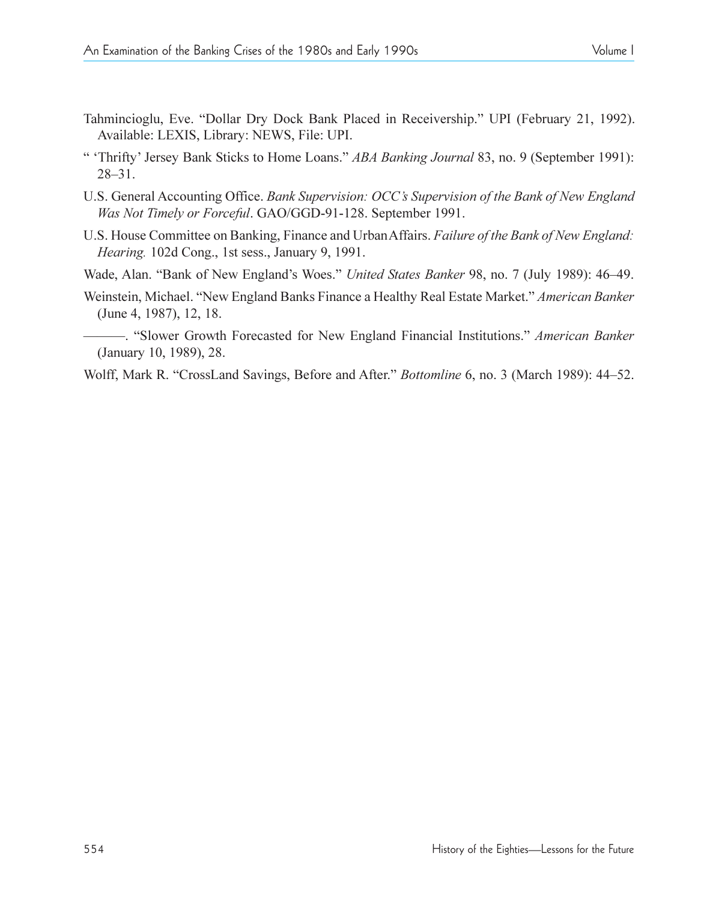Tahmincioglu, Eve. "Dollar Dry Dock Bank Placed in Receivership." UPI (February 21, 1992). Available: LEXIS, Library: NEWS, File: UPI.

" 'Thrifty' Jersey Bank Sticks to Home Loans." *ABA Banking Journal* 83, no. 9 (September 1991): 28–31.

U.S. General Accounting Office. *Bank Supervision: OCC's Supervision of the Bank of New England Was Not Timely or Forceful*. GAO/GGD-91-128. September 1991.

U.S. House Committee on Banking, Finance and Urban Affairs. *Failure of the Bank of New England: Hearing.* 102d Cong., 1st sess., January 9, 1991.

Wade, Alan. "Bank of New England's Woes." *United States Banker* 98, no. 7 (July 1989): 46–49.

Weinstein, Michael. "New England Banks Finance a Healthy Real Estate Market." *American Banker* (June 4, 1987), 12, 18.

———. "Slower Growth Forecasted for New England Financial Institutions." *American Banker* (January 10, 1989), 28.

Wolff, Mark R. "CrossLand Savings, Before and After." *Bottomline* 6, no. 3 (March 1989): 44–52.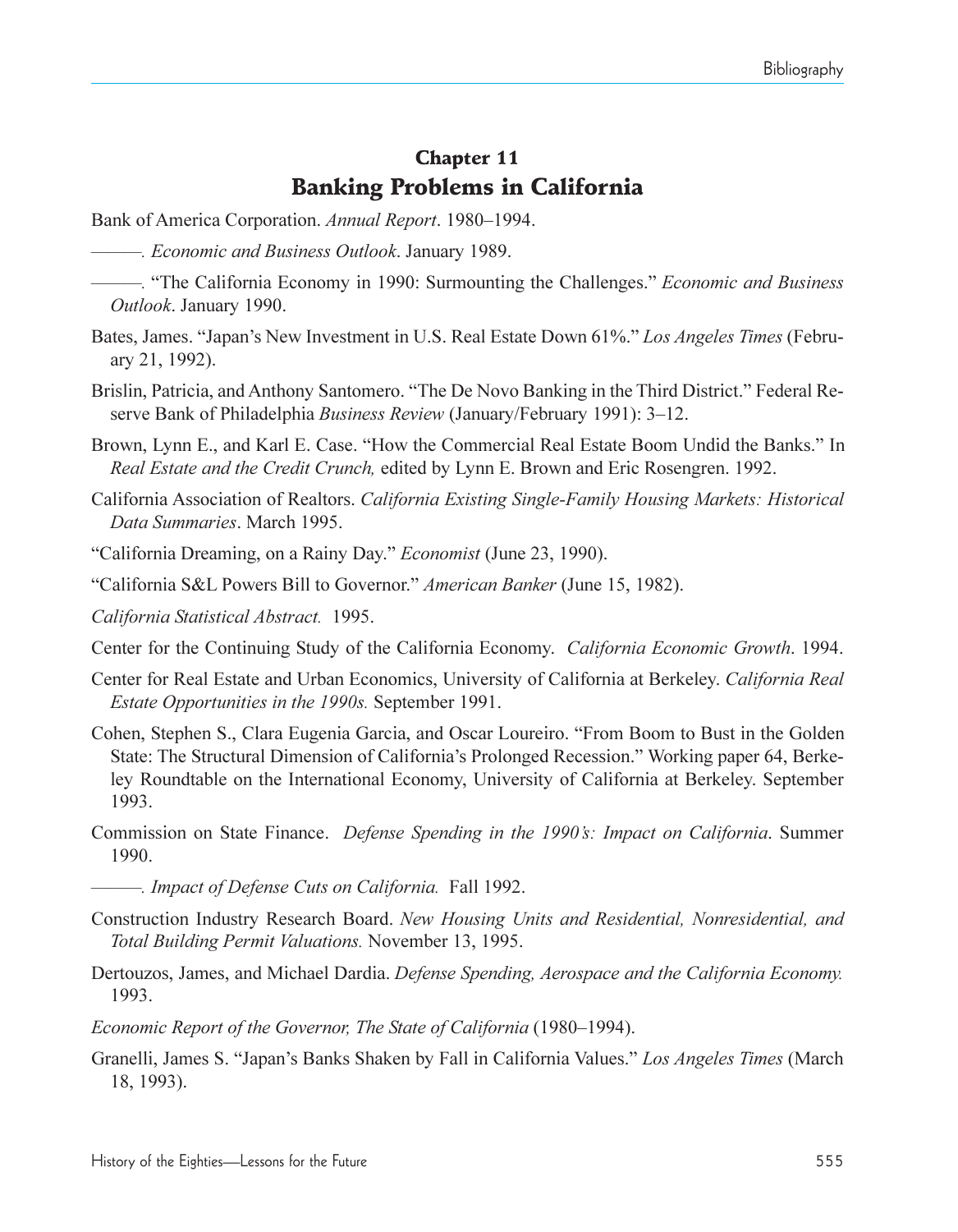## Chapter 11
## Banking Problems in California

Bank of America Corporation. *Annual Report*. 1980–1994.

———. *Economic and Business Outlook*. January 1989.

———. "The California Economy in 1990: Surmounting the Challenges." *Economic and Business Outlook*. January 1990.

Bates, James. "Japan's New Investment in U.S. Real Estate Down 61%." *Los Angeles Times* (February 21, 1992).

Brislin, Patricia, and Anthony Santomero. "The De Novo Banking in the Third District." Federal Reserve Bank of Philadelphia *Business Review* (January/February 1991): 3–12.

Brown, Lynn E., and Karl E. Case. "How the Commercial Real Estate Boom Undid the Banks." In *Real Estate and the Credit Crunch,* edited by Lynn E. Brown and Eric Rosengren. 1992.

California Association of Realtors. *California Existing Single-Family Housing Markets: Historical Data Summaries*. March 1995.

"California Dreaming, on a Rainy Day." *Economist* (June 23, 1990).

"California S&L Powers Bill to Governor." *American Banker* (June 15, 1982).

*California Statistical Abstract.* 1995.

Center for the Continuing Study of the California Economy. *California Economic Growth*. 1994.

Center for Real Estate and Urban Economics, University of California at Berkeley. *California Real Estate Opportunities in the 1990s.* September 1991.

Cohen, Stephen S., Clara Eugenia Garcia, and Oscar Loureiro. "From Boom to Bust in the Golden State: The Structural Dimension of California's Prolonged Recession." Working paper 64, Berkeley Roundtable on the International Economy, University of California at Berkeley. September 1993.

Commission on State Finance. *Defense Spending in the 1990's: Impact on California*. Summer 1990.

———. *Impact of Defense Cuts on California.* Fall 1992.

Construction Industry Research Board. *New Housing Units and Residential, Nonresidential, and Total Building Permit Valuations.* November 13, 1995.

Dertouzos, James, and Michael Dardia. *Defense Spending, Aerospace and the California Economy.* 1993.

*Economic Report of the Governor, The State of California* (1980–1994).

Granelli, James S. "Japan's Banks Shaken by Fall in California Values." *Los Angeles Times* (March 18, 1993).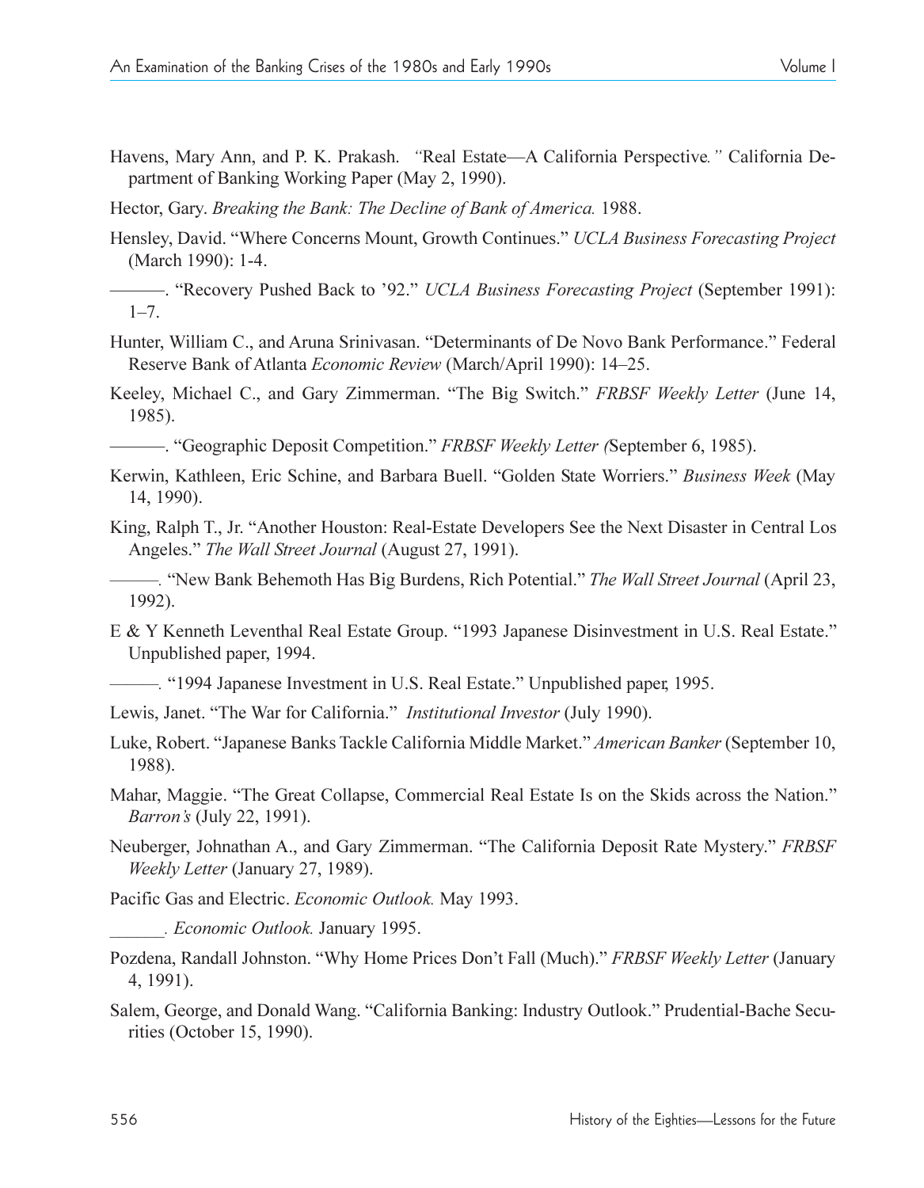Havens, Mary Ann, and P. K. Prakash. *"*Real Estate—A California Perspective*."* California Department of Banking Working Paper (May 2, 1990).

Hector, Gary. *Breaking the Bank: The Decline of Bank of America.* 1988.

Hensley, David. "Where Concerns Mount, Growth Continues." *UCLA Business Forecasting Project* (March 1990): 1-4.

———. "Recovery Pushed Back to '92." *UCLA Business Forecasting Project* (September 1991): 1–7.

Hunter, William C., and Aruna Srinivasan. "Determinants of De Novo Bank Performance." Federal Reserve Bank of Atlanta *Economic Review* (March/April 1990): 14–25.

Keeley, Michael C., and Gary Zimmerman. "The Big Switch." *FRBSF Weekly Letter* (June 14, 1985).

———. "Geographic Deposit Competition." *FRBSF Weekly Letter (*September 6, 1985).

Kerwin, Kathleen, Eric Schine, and Barbara Buell. "Golden State Worriers." *Business Week* (May 14, 1990).

King, Ralph T., Jr. "Another Houston: Real-Estate Developers See the Next Disaster in Central Los Angeles." *The Wall Street Journal* (August 27, 1991).

———. "New Bank Behemoth Has Big Burdens, Rich Potential." *The Wall Street Journal* (April 23, 1992).

E & Y Kenneth Leventhal Real Estate Group. "1993 Japanese Disinvestment in U.S. Real Estate." Unpublished paper, 1994.

———. "1994 Japanese Investment in U.S. Real Estate." Unpublished paper, 1995.

Lewis, Janet. "The War for California." *Institutional Investor* (July 1990).

Luke, Robert. "Japanese Banks Tackle California Middle Market." *American Banker* (September 10, 1988).

Mahar, Maggie. "The Great Collapse, Commercial Real Estate Is on the Skids across the Nation." *Barron's* (July 22, 1991).

Neuberger, Johnathan A., and Gary Zimmerman. "The California Deposit Rate Mystery." *FRBSF Weekly Letter* (January 27, 1989).

Pacific Gas and Electric. *Economic Outlook.* May 1993.

______. *Economic Outlook.* January 1995.

Pozdena, Randall Johnston. "Why Home Prices Don't Fall (Much)." *FRBSF Weekly Letter* (January 4, 1991).

Salem, George, and Donald Wang. "California Banking: Industry Outlook." Prudential-Bache Securities (October 15, 1990).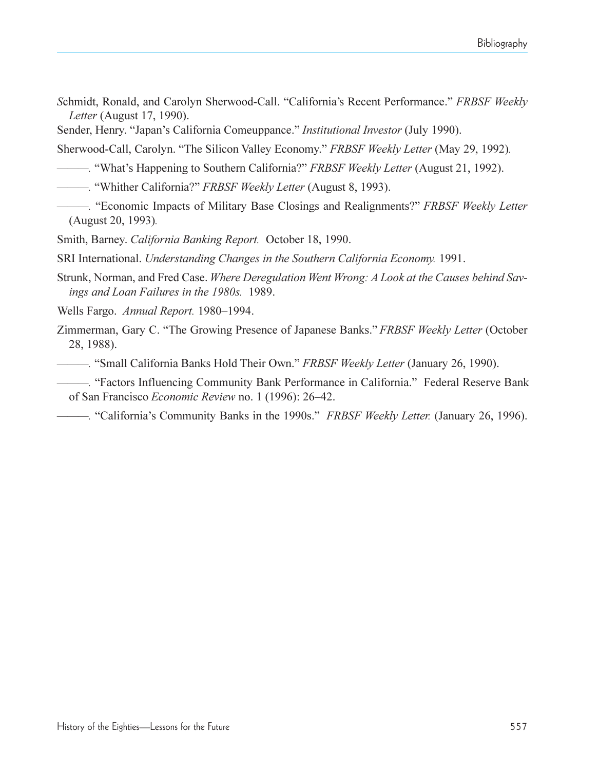Schmidt, Ronald, and Carolyn Sherwood-Call. "California's Recent Performance." *FRBSF Weekly Letter* (August 17, 1990).

Sender, Henry. "Japan's California Comeuppance." *Institutional Investor* (July 1990).

Sherwood-Call, Carolyn. "The Silicon Valley Economy." *FRBSF Weekly Letter* (May 29, 1992).

———. "What's Happening to Southern California?" *FRBSF Weekly Letter* (August 21, 1992).

———. "Whither California?" *FRBSF Weekly Letter* (August 8, 1993).

———. "Economic Impacts of Military Base Closings and Realignments?" *FRBSF Weekly Letter* (August 20, 1993).

Smith, Barney. *California Banking Report.* October 18, 1990.

SRI International. *Understanding Changes in the Southern California Economy.* 1991.

Strunk, Norman, and Fred Case. *Where Deregulation Went Wrong: A Look at the Causes behind Savings and Loan Failures in the 1980s.* 1989.

Wells Fargo. *Annual Report.* 1980–1994.

Zimmerman, Gary C. "The Growing Presence of Japanese Banks." *FRBSF Weekly Letter* (October 28, 1988).

———. "Small California Banks Hold Their Own." *FRBSF Weekly Letter* (January 26, 1990).

———. "Factors Influencing Community Bank Performance in California." Federal Reserve Bank of San Francisco *Economic Review* no. 1 (1996): 26–42.

———. "California's Community Banks in the 1990s." *FRBSF Weekly Letter.* (January 26, 1996).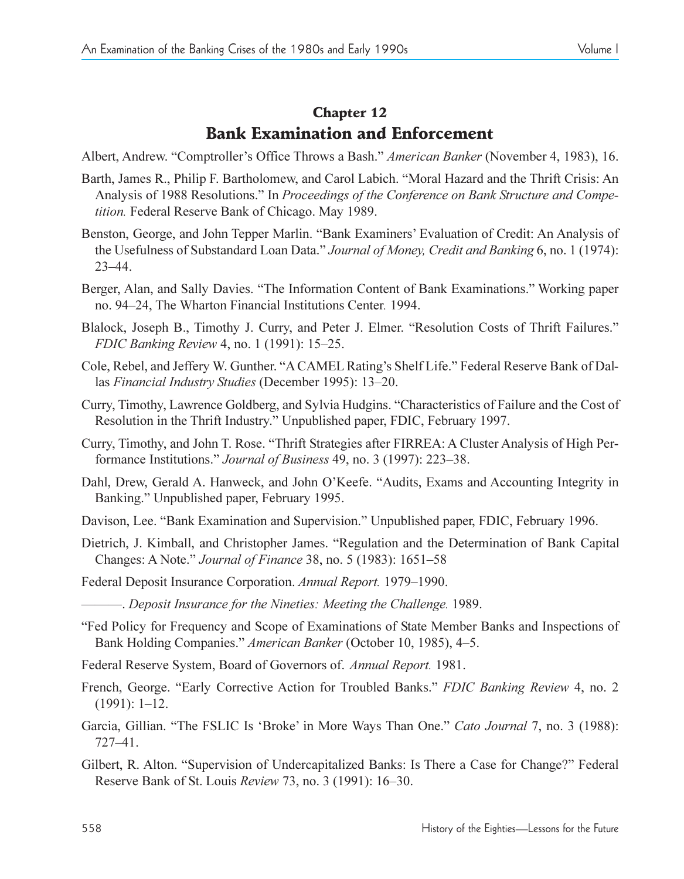## Chapter 12
## Bank Examination and Enforcement

Albert, Andrew. "Comptroller's Office Throws a Bash." *American Banker* (November 4, 1983), 16.

Barth, James R., Philip F. Bartholomew, and Carol Labich. "Moral Hazard and the Thrift Crisis: An Analysis of 1988 Resolutions." In *Proceedings of the Conference on Bank Structure and Competition.* Federal Reserve Bank of Chicago. May 1989.

Benston, George, and John Tepper Marlin. "Bank Examiners' Evaluation of Credit: An Analysis of the Usefulness of Substandard Loan Data." *Journal of Money, Credit and Banking* 6, no. 1 (1974): 23–44.

Berger, Alan, and Sally Davies. "The Information Content of Bank Examinations." Working paper no. 94–24, The Wharton Financial Institutions Center. 1994.

Blalock, Joseph B., Timothy J. Curry, and Peter J. Elmer. "Resolution Costs of Thrift Failures." *FDIC Banking Review* 4, no. 1 (1991): 15–25.

Cole, Rebel, and Jeffery W. Gunther. "A CAMEL Rating's Shelf Life." Federal Reserve Bank of Dallas *Financial Industry Studies* (December 1995): 13–20.

Curry, Timothy, Lawrence Goldberg, and Sylvia Hudgins. "Characteristics of Failure and the Cost of Resolution in the Thrift Industry." Unpublished paper, FDIC, February 1997.

Curry, Timothy, and John T. Rose. "Thrift Strategies after FIRREA: A Cluster Analysis of High Performance Institutions." *Journal of Business* 49, no. 3 (1997): 223–38.

Dahl, Drew, Gerald A. Hanweck, and John O'Keefe. "Audits, Exams and Accounting Integrity in Banking." Unpublished paper, February 1995.

Davison, Lee. "Bank Examination and Supervision." Unpublished paper, FDIC, February 1996.

Dietrich, J. Kimball, and Christopher James. "Regulation and the Determination of Bank Capital Changes: A Note." *Journal of Finance* 38, no. 5 (1983): 1651–58

Federal Deposit Insurance Corporation. *Annual Report.* 1979–1990.

———. *Deposit Insurance for the Nineties: Meeting the Challenge.* 1989.

"Fed Policy for Frequency and Scope of Examinations of State Member Banks and Inspections of Bank Holding Companies." *American Banker* (October 10, 1985), 4–5.

Federal Reserve System, Board of Governors of. *Annual Report.* 1981.

French, George. "Early Corrective Action for Troubled Banks." *FDIC Banking Review* 4, no. 2 (1991): 1–12.

Garcia, Gillian. "The FSLIC Is 'Broke' in More Ways Than One." *Cato Journal* 7, no. 3 (1988): 727–41.

Gilbert, R. Alton. "Supervision of Undercapitalized Banks: Is There a Case for Change?" Federal Reserve Bank of St. Louis *Review* 73, no. 3 (1991): 16–30.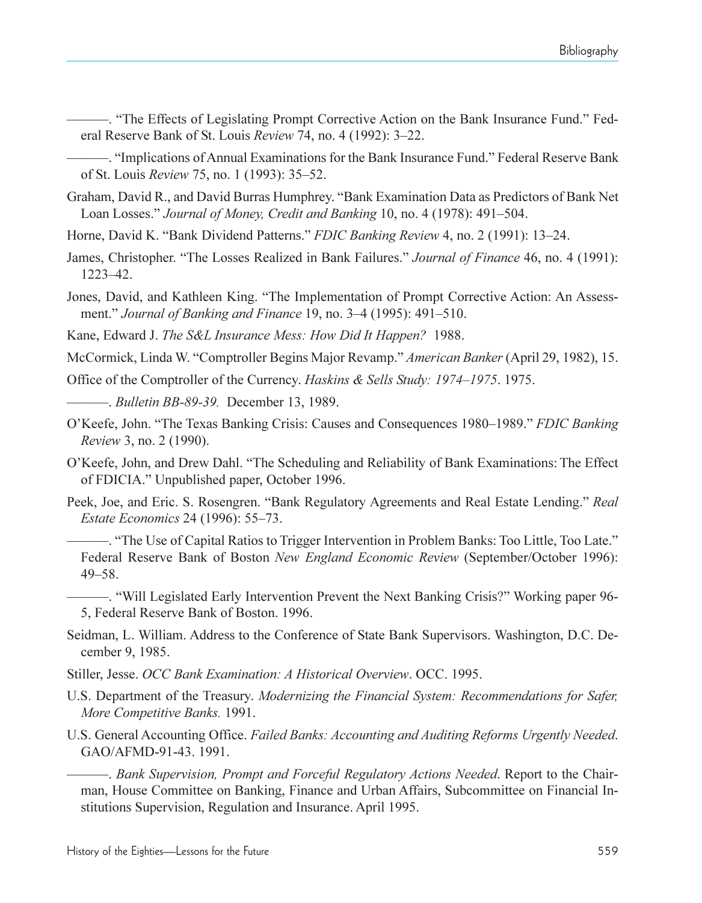———. "The Effects of Legislating Prompt Corrective Action on the Bank Insurance Fund." Federal Reserve Bank of St. Louis *Review* 74, no. 4 (1992): 3–22.

———. "Implications of Annual Examinations for the Bank Insurance Fund." Federal Reserve Bank of St. Louis *Review* 75, no. 1 (1993): 35–52.

Graham, David R., and David Burras Humphrey. "Bank Examination Data as Predictors of Bank Net Loan Losses." *Journal of Money, Credit and Banking* 10, no. 4 (1978): 491–504.

Horne, David K. "Bank Dividend Patterns." *FDIC Banking Review* 4, no. 2 (1991): 13–24.

James, Christopher. "The Losses Realized in Bank Failures." *Journal of Finance* 46, no. 4 (1991): 1223–42.

Jones, David, and Kathleen King. "The Implementation of Prompt Corrective Action: An Assessment." *Journal of Banking and Finance* 19, no. 3–4 (1995): 491–510.

Kane, Edward J. *The S&L Insurance Mess: How Did It Happen?* 1988.

McCormick, Linda W. "Comptroller Begins Major Revamp." *American Banker* (April 29, 1982), 15.

Office of the Comptroller of the Currency. *Haskins & Sells Study: 1974–1975*. 1975.

———. *Bulletin BB-89-39.* December 13, 1989.

O'Keefe, John. "The Texas Banking Crisis: Causes and Consequences 1980–1989." *FDIC Banking Review* 3, no. 2 (1990).

O'Keefe, John, and Drew Dahl. "The Scheduling and Reliability of Bank Examinations: The Effect of FDICIA." Unpublished paper, October 1996.

Peek, Joe, and Eric. S. Rosengren. "Bank Regulatory Agreements and Real Estate Lending." *Real Estate Economics* 24 (1996): 55–73.

———. "The Use of Capital Ratios to Trigger Intervention in Problem Banks: Too Little, Too Late." Federal Reserve Bank of Boston *New England Economic Review* (September/October 1996): 49–58.

———. "Will Legislated Early Intervention Prevent the Next Banking Crisis?" Working paper 96-5, Federal Reserve Bank of Boston. 1996.

Seidman, L. William. Address to the Conference of State Bank Supervisors. Washington, D.C. December 9, 1985.

Stiller, Jesse. *OCC Bank Examination: A Historical Overview*. OCC. 1995.

U.S. Department of the Treasury. *Modernizing the Financial System: Recommendations for Safer, More Competitive Banks.* 1991.

U.S. General Accounting Office. *Failed Banks: Accounting and Auditing Reforms Urgently Needed*. GAO/AFMD-91-43. 1991.

———. *Bank Supervision, Prompt and Forceful Regulatory Actions Needed*. Report to the Chairman, House Committee on Banking, Finance and Urban Affairs, Subcommittee on Financial Institutions Supervision, Regulation and Insurance. April 1995.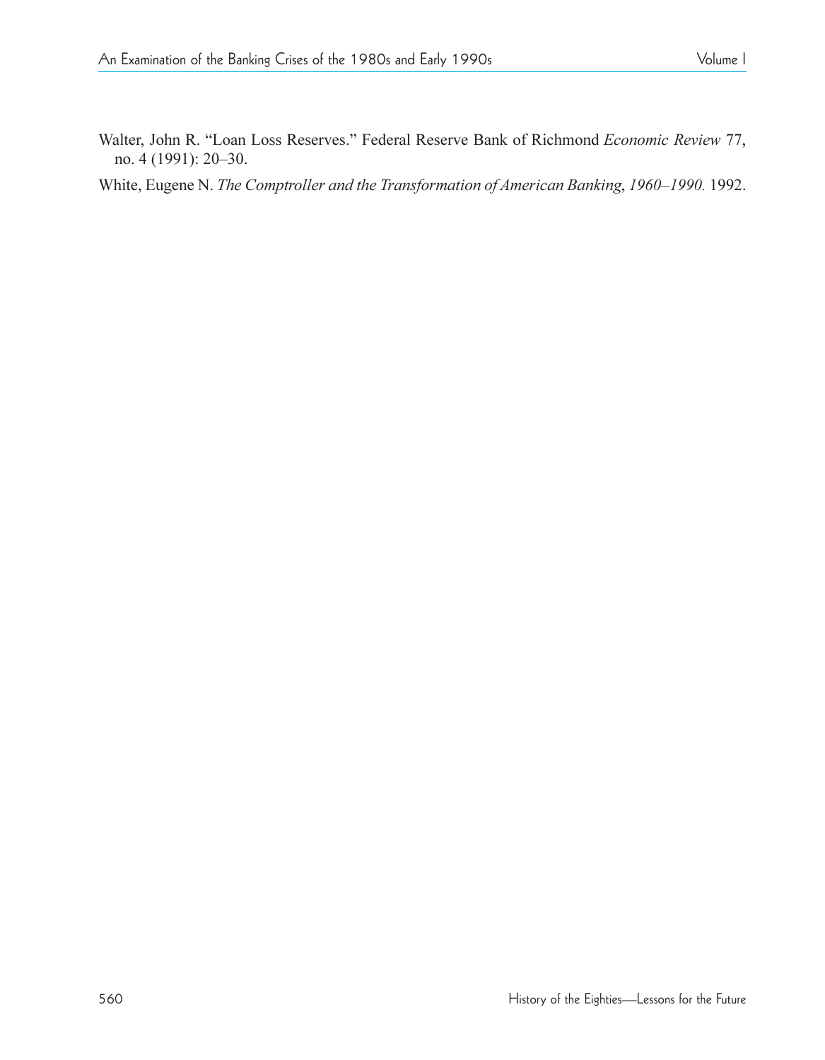Walter, John R. "Loan Loss Reserves." Federal Reserve Bank of Richmond *Economic Review* 77, no. 4 (1991): 20–30.

White, Eugene N. *The Comptroller and the Transformation of American Banking, 1960–1990.* 1992.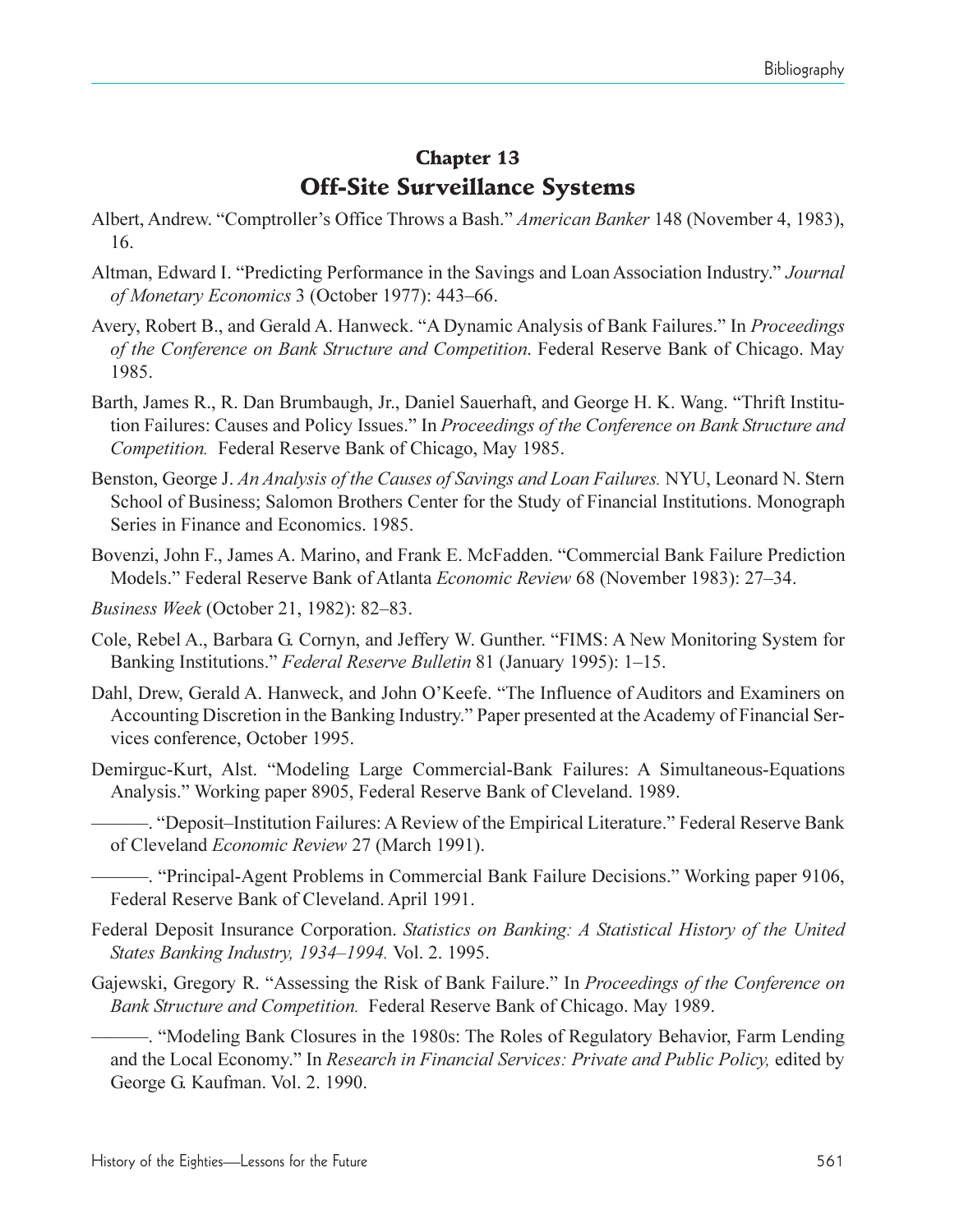## Chapter 13
## Off-Site Surveillance Systems

Albert, Andrew. "Comptroller's Office Throws a Bash." *American Banker* 148 (November 4, 1983), 16.

Altman, Edward I. "Predicting Performance in the Savings and Loan Association Industry." *Journal of Monetary Economics* 3 (October 1977): 443–66.

Avery, Robert B., and Gerald A. Hanweck. "A Dynamic Analysis of Bank Failures." In *Proceedings of the Conference on Bank Structure and Competition*. Federal Reserve Bank of Chicago. May 1985.

Barth, James R., R. Dan Brumbaugh, Jr., Daniel Sauerhaft, and George H. K. Wang. "Thrift Institution Failures: Causes and Policy Issues." In *Proceedings of the Conference on Bank Structure and Competition.* Federal Reserve Bank of Chicago, May 1985.

Benston, George J. *An Analysis of the Causes of Savings and Loan Failures.* NYU, Leonard N. Stern School of Business; Salomon Brothers Center for the Study of Financial Institutions. Monograph Series in Finance and Economics. 1985.

Bovenzi, John F., James A. Marino, and Frank E. McFadden. "Commercial Bank Failure Prediction Models." Federal Reserve Bank of Atlanta *Economic Review* 68 (November 1983): 27–34.

*Business Week* (October 21, 1982): 82–83.

Cole, Rebel A., Barbara G. Cornyn, and Jeffery W. Gunther. "FIMS: A New Monitoring System for Banking Institutions." *Federal Reserve Bulletin* 81 (January 1995): 1–15.

Dahl, Drew, Gerald A. Hanweck, and John O'Keefe. "The Influence of Auditors and Examiners on Accounting Discretion in the Banking Industry." Paper presented at the Academy of Financial Services conference, October 1995.

Demirguc-Kurt, Alst. "Modeling Large Commercial-Bank Failures: A Simultaneous-Equations Analysis." Working paper 8905, Federal Reserve Bank of Cleveland. 1989.

———. "Deposit–Institution Failures: A Review of the Empirical Literature." Federal Reserve Bank of Cleveland *Economic Review* 27 (March 1991).

———. "Principal-Agent Problems in Commercial Bank Failure Decisions." Working paper 9106, Federal Reserve Bank of Cleveland. April 1991.

Federal Deposit Insurance Corporation. *Statistics on Banking: A Statistical History of the United States Banking Industry, 1934–1994.* Vol. 2. 1995.

Gajewski, Gregory R. "Assessing the Risk of Bank Failure." In *Proceedings of the Conference on Bank Structure and Competition.* Federal Reserve Bank of Chicago. May 1989.

———. "Modeling Bank Closures in the 1980s: The Roles of Regulatory Behavior, Farm Lending and the Local Economy." In *Research in Financial Services: Private and Public Policy,* edited by George G. Kaufman. Vol. 2. 1990.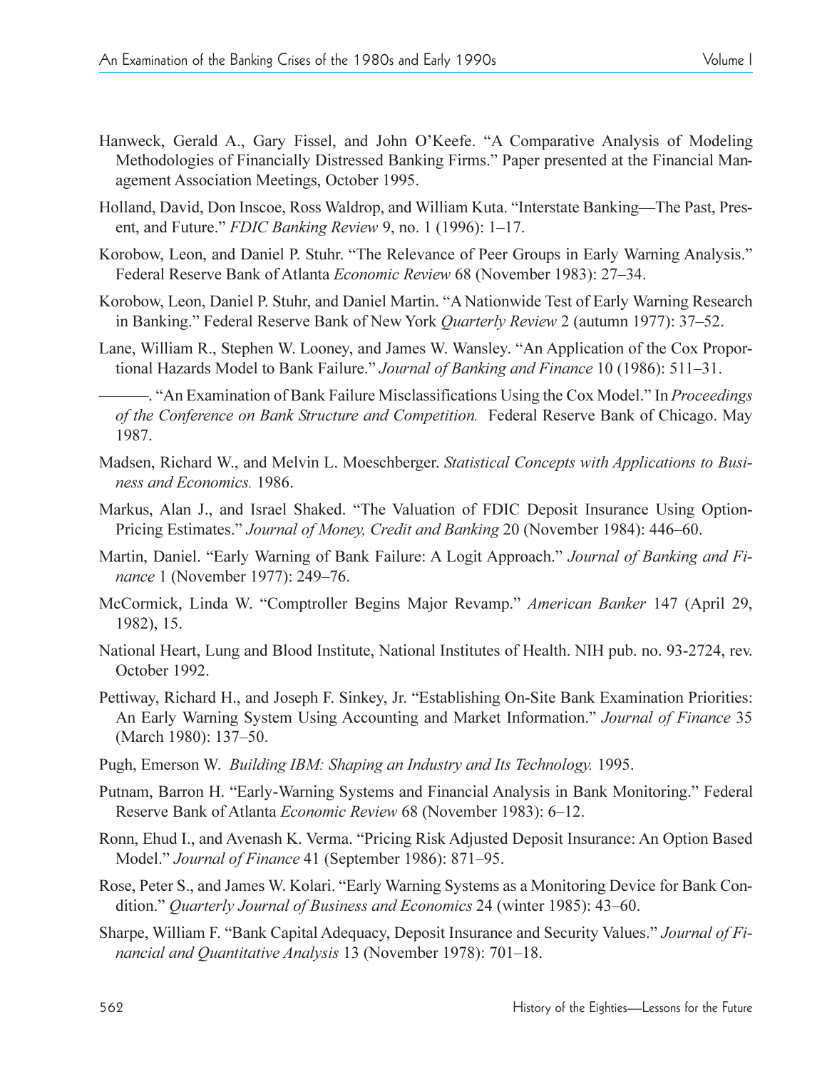Hanweck, Gerald A., Gary Fissel, and John O'Keefe. "A Comparative Analysis of Modeling Methodologies of Financially Distressed Banking Firms." Paper presented at the Financial Management Association Meetings, October 1995.

Holland, David, Don Inscoe, Ross Waldrop, and William Kuta. "Interstate Banking—The Past, Present, and Future." *FDIC Banking Review* 9, no. 1 (1996): 1–17.

Korobow, Leon, and Daniel P. Stuhr. "The Relevance of Peer Groups in Early Warning Analysis." Federal Reserve Bank of Atlanta *Economic Review* 68 (November 1983): 27–34.

Korobow, Leon, Daniel P. Stuhr, and Daniel Martin. "A Nationwide Test of Early Warning Research in Banking." Federal Reserve Bank of New York *Quarterly Review* 2 (autumn 1977): 37–52.

Lane, William R., Stephen W. Looney, and James W. Wansley. "An Application of the Cox Proportional Hazards Model to Bank Failure." *Journal of Banking and Finance* 10 (1986): 511–31.

———. "An Examination of Bank Failure Misclassifications Using the Cox Model." In *Proceedings of the Conference on Bank Structure and Competition.* Federal Reserve Bank of Chicago. May 1987.

Madsen, Richard W., and Melvin L. Moeschberger. *Statistical Concepts with Applications to Business and Economics.* 1986.

Markus, Alan J., and Israel Shaked. "The Valuation of FDIC Deposit Insurance Using Option-Pricing Estimates." *Journal of Money, Credit and Banking* 20 (November 1984): 446–60.

Martin, Daniel. "Early Warning of Bank Failure: A Logit Approach." *Journal of Banking and Finance* 1 (November 1977): 249–76.

McCormick, Linda W. "Comptroller Begins Major Revamp." *American Banker* 147 (April 29, 1982), 15.

National Heart, Lung and Blood Institute, National Institutes of Health. NIH pub. no. 93-2724, rev. October 1992.

Pettiway, Richard H., and Joseph F. Sinkey, Jr. "Establishing On-Site Bank Examination Priorities: An Early Warning System Using Accounting and Market Information." *Journal of Finance* 35 (March 1980): 137–50.

Pugh, Emerson W. *Building IBM: Shaping an Industry and Its Technology.* 1995.

Putnam, Barron H. "Early-Warning Systems and Financial Analysis in Bank Monitoring." Federal Reserve Bank of Atlanta *Economic Review* 68 (November 1983): 6–12.

Ronn, Ehud I., and Avenash K. Verma. "Pricing Risk Adjusted Deposit Insurance: An Option Based Model." *Journal of Finance* 41 (September 1986): 871–95.

Rose, Peter S., and James W. Kolari. "Early Warning Systems as a Monitoring Device for Bank Condition." *Quarterly Journal of Business and Economics* 24 (winter 1985): 43–60.

Sharpe, William F. "Bank Capital Adequacy, Deposit Insurance and Security Values." *Journal of Financial and Quantitative Analysis* 13 (November 1978): 701–18.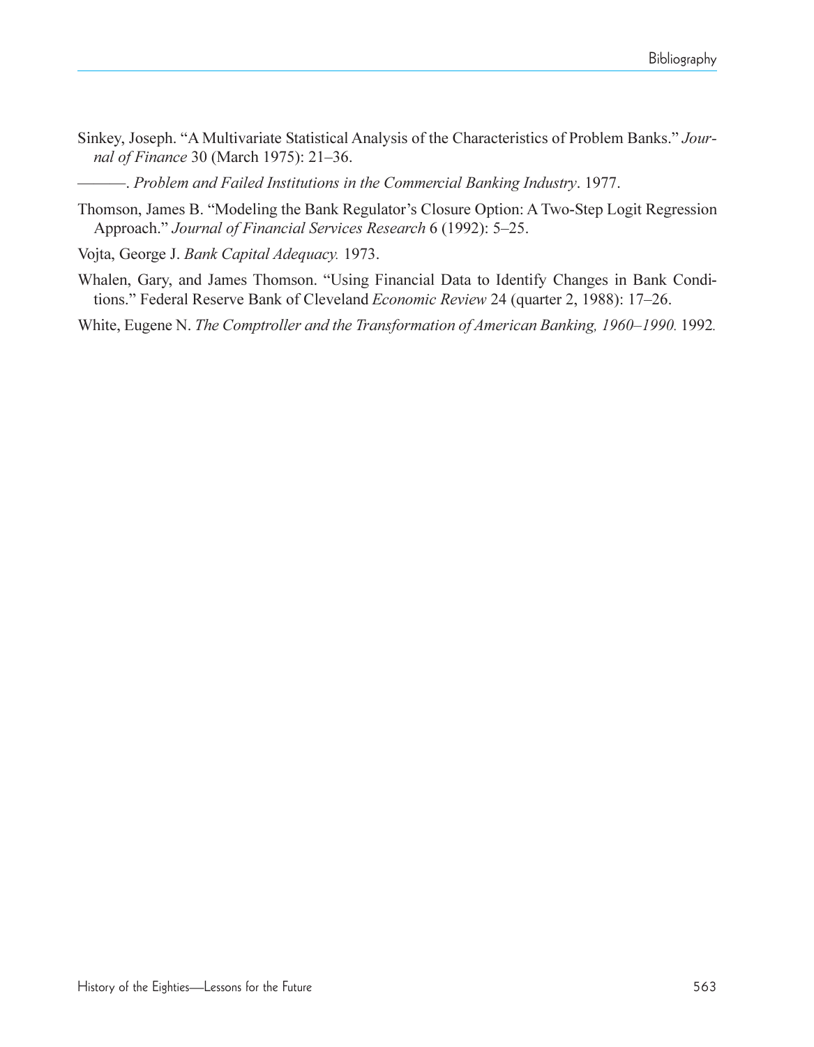Sinkey, Joseph. "A Multivariate Statistical Analysis of the Characteristics of Problem Banks." *Journal of Finance* 30 (March 1975): 21–36.

———. *Problem and Failed Institutions in the Commercial Banking Industry*. 1977.

Thomson, James B. "Modeling the Bank Regulator's Closure Option: A Two-Step Logit Regression Approach." *Journal of Financial Services Research* 6 (1992): 5–25.

Vojta, George J. *Bank Capital Adequacy.* 1973.

Whalen, Gary, and James Thomson. "Using Financial Data to Identify Changes in Bank Conditions." Federal Reserve Bank of Cleveland *Economic Review* 24 (quarter 2, 1988): 17–26.

White, Eugene N. *The Comptroller and the Transformation of American Banking, 1960–1990.* 1992.